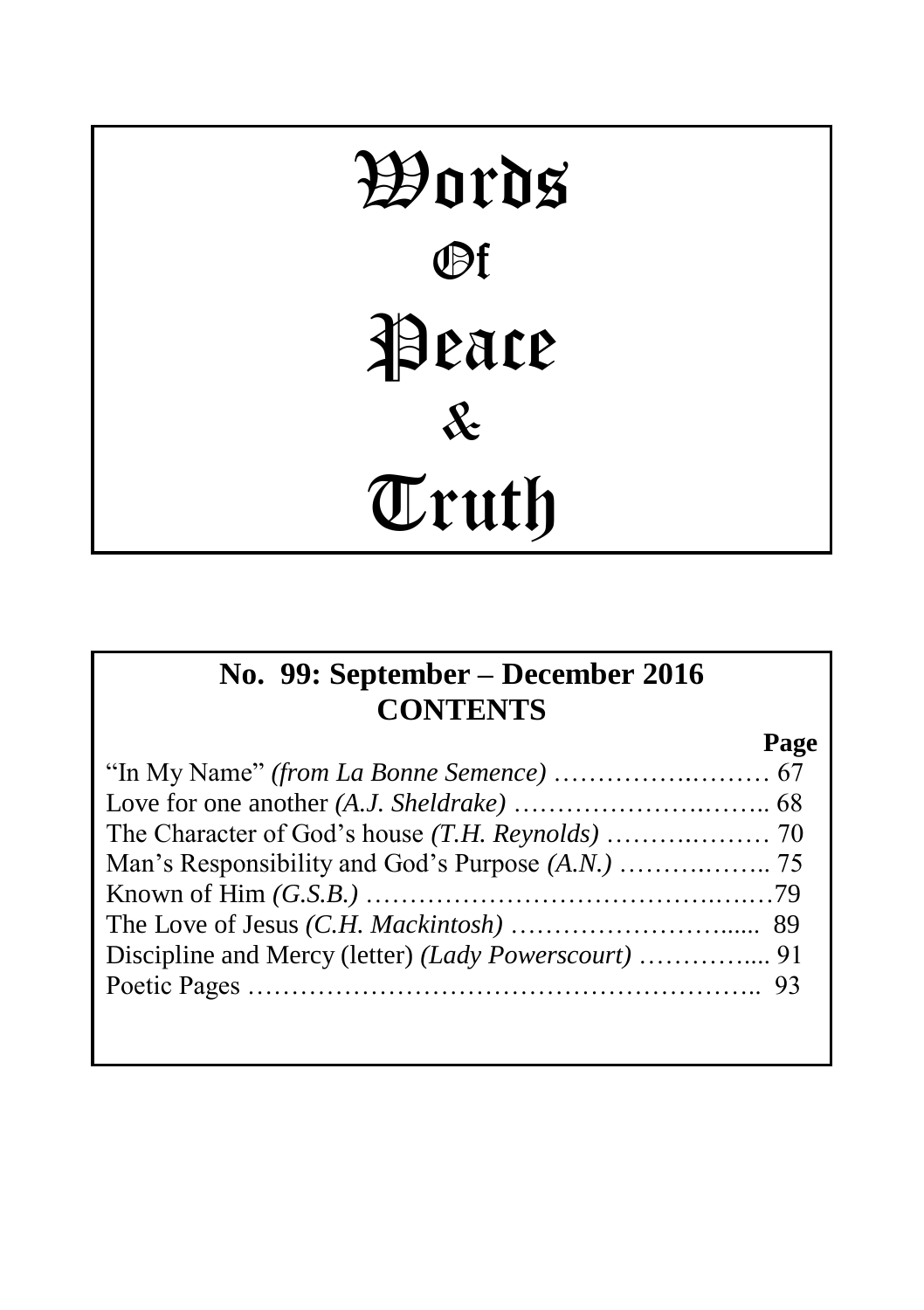# Words Of Peace & Truth

## No. 99: September – December 2016
## CONTENTS

| | Page |
|---|---|
| "In My Name" *(from La Bonne Semence)* | 67 |
| Love for one another *(A.J. Sheldrake)* | 68 |
| The Character of God's house *(T.H. Reynolds)* | 70 |
| Man's Responsibility and God's Purpose *(A.N.)* | 75 |
| Known of Him *(G.S.B.)* | 79 |
| The Love of Jesus *(C.H. Mackintosh)* | 89 |
| Discipline and Mercy (letter) *(Lady Powerscourt)* | 91 |
| Poetic Pages | 93 |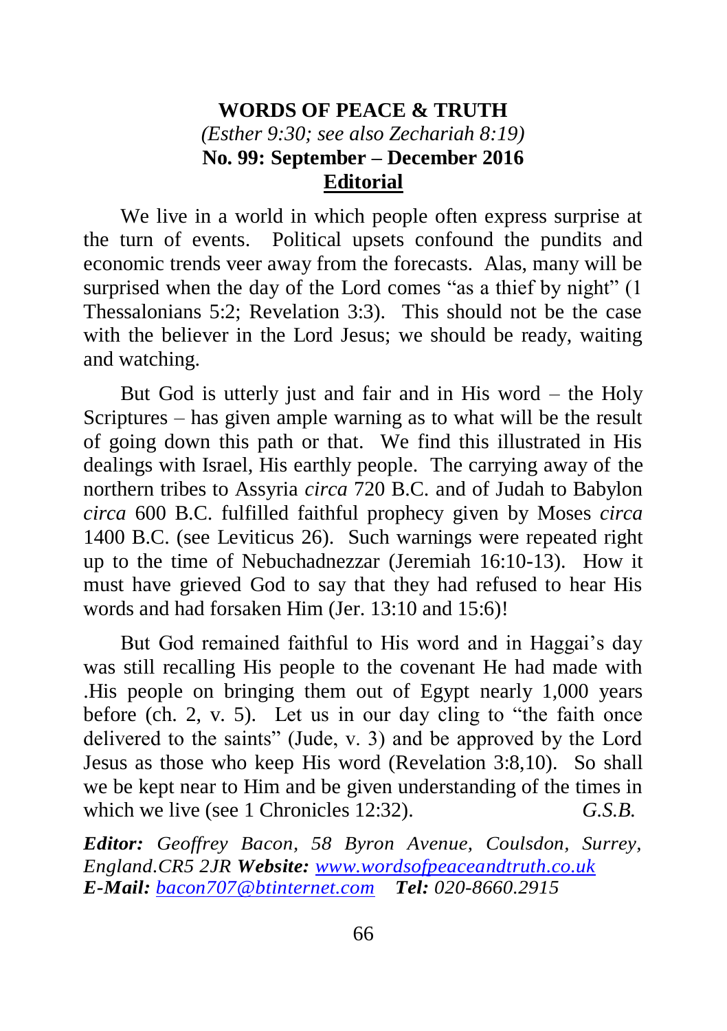# WORDS OF PEACE & TRUTH

*(Esther 9:30; see also Zechariah 8:19)*

**No. 99: September – December 2016**

## Editorial

We live in a world in which people often express surprise at the turn of events. Political upsets confound the pundits and economic trends veer away from the forecasts. Alas, many will be surprised when the day of the Lord comes "as a thief by night" (1 Thessalonians 5:2; Revelation 3:3). This should not be the case with the believer in the Lord Jesus; we should be ready, waiting and watching.

But God is utterly just and fair and in His word – the Holy Scriptures – has given ample warning as to what will be the result of going down this path or that. We find this illustrated in His dealings with Israel, His earthly people. The carrying away of the northern tribes to Assyria *circa* 720 B.C. and of Judah to Babylon *circa* 600 B.C. fulfilled faithful prophecy given by Moses *circa* 1400 B.C. (see Leviticus 26). Such warnings were repeated right up to the time of Nebuchadnezzar (Jeremiah 16:10-13). How it must have grieved God to say that they had refused to hear His words and had forsaken Him (Jer. 13:10 and 15:6)!

But God remained faithful to His word and in Haggai's day was still recalling His people to the covenant He had made with .His people on bringing them out of Egypt nearly 1,000 years before (ch. 2, v. 5). Let us in our day cling to "the faith once delivered to the saints" (Jude, v. 3) and be approved by the Lord Jesus as those who keep His word (Revelation 3:8,10). So shall we be kept near to Him and be given understanding of the times in which we live (see 1 Chronicles 12:32). *G.S.B.*

***Editor:*** *Geoffrey Bacon, 58 Byron Avenue, Coulsdon, Surrey, England.CR5 2JR* ***Website:*** *[www.wordsofpeaceandtruth.co.uk](http://www.wordsofpeaceandtruth.co.uk)*
***E-Mail:*** *[bacon707@btinternet.com](mailto:bacon707@btinternet.com)* ***Tel:*** *020-8660.2915*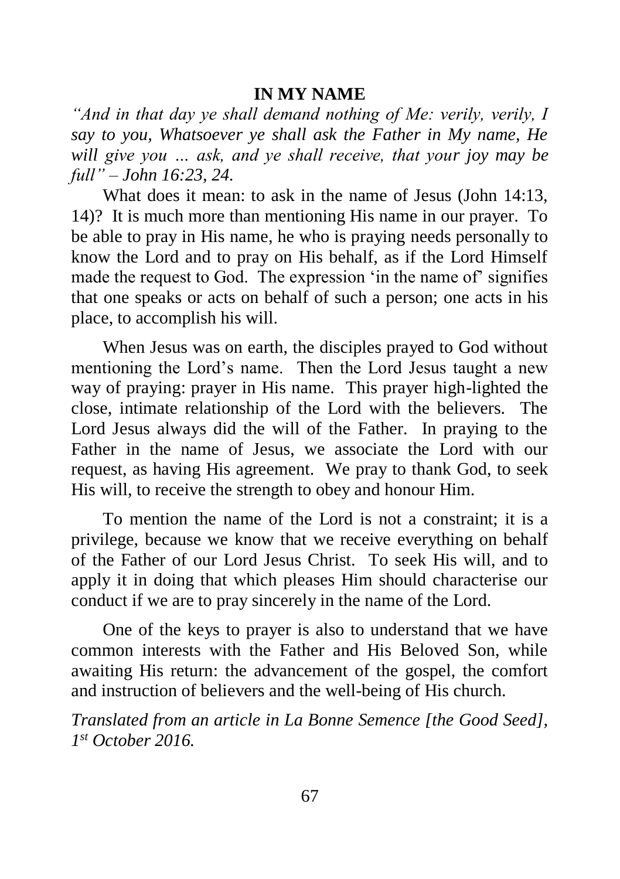## IN MY NAME

*"And in that day ye shall demand nothing of Me: verily, verily, I say to you, Whatsoever ye shall ask the Father in My name, He will give you … ask, and ye shall receive, that your joy may be full" – John 16:23, 24.*

What does it mean: to ask in the name of Jesus (John 14:13, 14)? It is much more than mentioning His name in our prayer. To be able to pray in His name, he who is praying needs personally to know the Lord and to pray on His behalf, as if the Lord Himself made the request to God. The expression 'in the name of' signifies that one speaks or acts on behalf of such a person; one acts in his place, to accomplish his will.

When Jesus was on earth, the disciples prayed to God without mentioning the Lord's name. Then the Lord Jesus taught a new way of praying: prayer in His name. This prayer high-lighted the close, intimate relationship of the Lord with the believers. The Lord Jesus always did the will of the Father. In praying to the Father in the name of Jesus, we associate the Lord with our request, as having His agreement. We pray to thank God, to seek His will, to receive the strength to obey and honour Him.

To mention the name of the Lord is not a constraint; it is a privilege, because we know that we receive everything on behalf of the Father of our Lord Jesus Christ. To seek His will, and to apply it in doing that which pleases Him should characterise our conduct if we are to pray sincerely in the name of the Lord.

One of the keys to prayer is also to understand that we have common interests with the Father and His Beloved Son, while awaiting His return: the advancement of the gospel, the comfort and instruction of believers and the well-being of His church.

*Translated from an article in La Bonne Semence [the Good Seed], 1st October 2016.*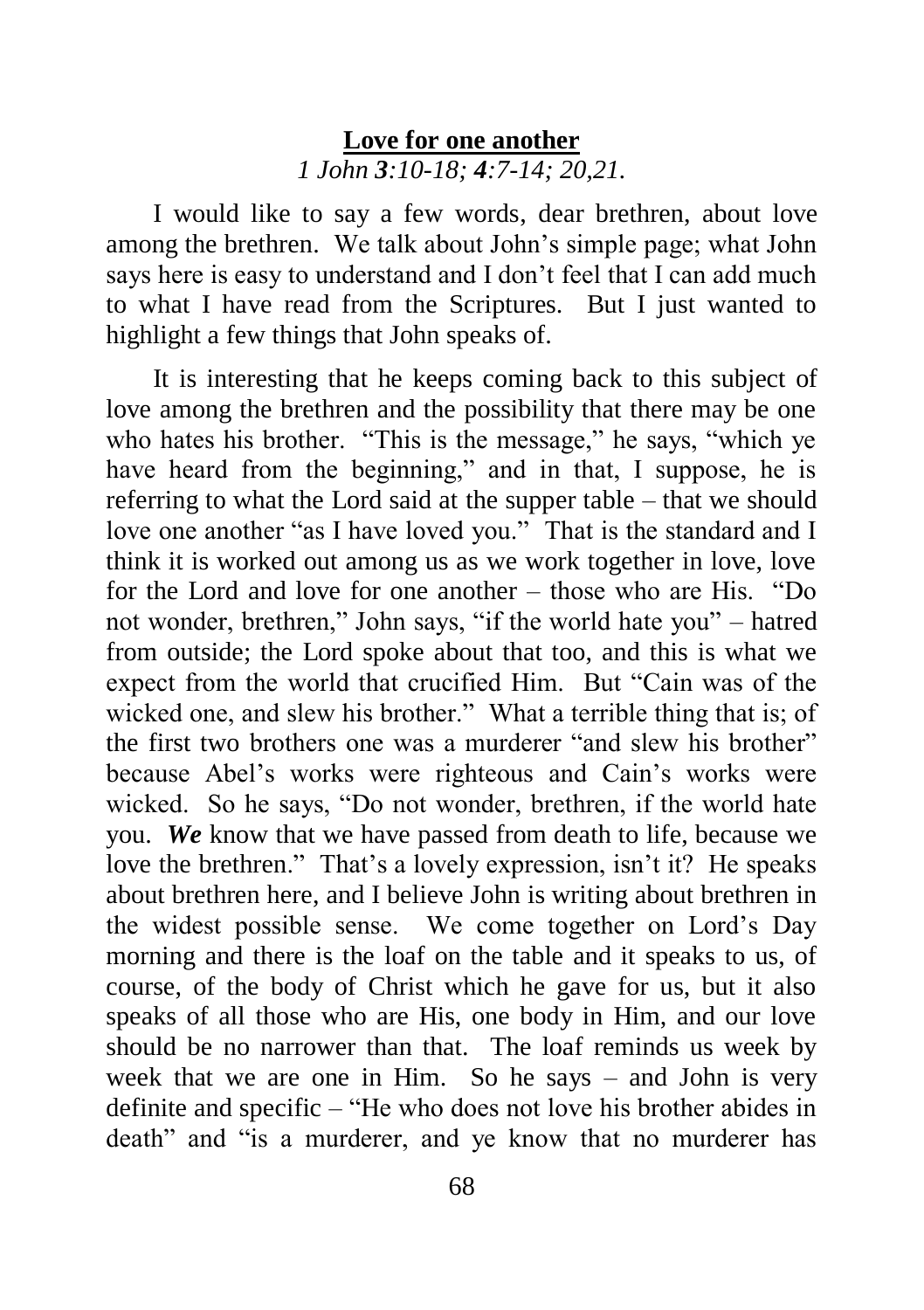**Love for one another**

*1 John **3**:10-18; **4**:7-14; 20,21.*

I would like to say a few words, dear brethren, about love among the brethren. We talk about John's simple page; what John says here is easy to understand and I don't feel that I can add much to what I have read from the Scriptures. But I just wanted to highlight a few things that John speaks of.

It is interesting that he keeps coming back to this subject of love among the brethren and the possibility that there may be one who hates his brother. "This is the message," he says, "which ye have heard from the beginning," and in that, I suppose, he is referring to what the Lord said at the supper table – that we should love one another "as I have loved you." That is the standard and I think it is worked out among us as we work together in love, love for the Lord and love for one another – those who are His. "Do not wonder, brethren," John says, "if the world hate you" – hatred from outside; the Lord spoke about that too, and this is what we expect from the world that crucified Him. But "Cain was of the wicked one, and slew his brother." What a terrible thing that is; of the first two brothers one was a murderer "and slew his brother" because Abel's works were righteous and Cain's works were wicked. So he says, "Do not wonder, brethren, if the world hate you. ***We*** know that we have passed from death to life, because we love the brethren." That's a lovely expression, isn't it? He speaks about brethren here, and I believe John is writing about brethren in the widest possible sense. We come together on Lord's Day morning and there is the loaf on the table and it speaks to us, of course, of the body of Christ which he gave for us, but it also speaks of all those who are His, one body in Him, and our love should be no narrower than that. The loaf reminds us week by week that we are one in Him. So he says – and John is very definite and specific – "He who does not love his brother abides in death" and "is a murderer, and ye know that no murderer has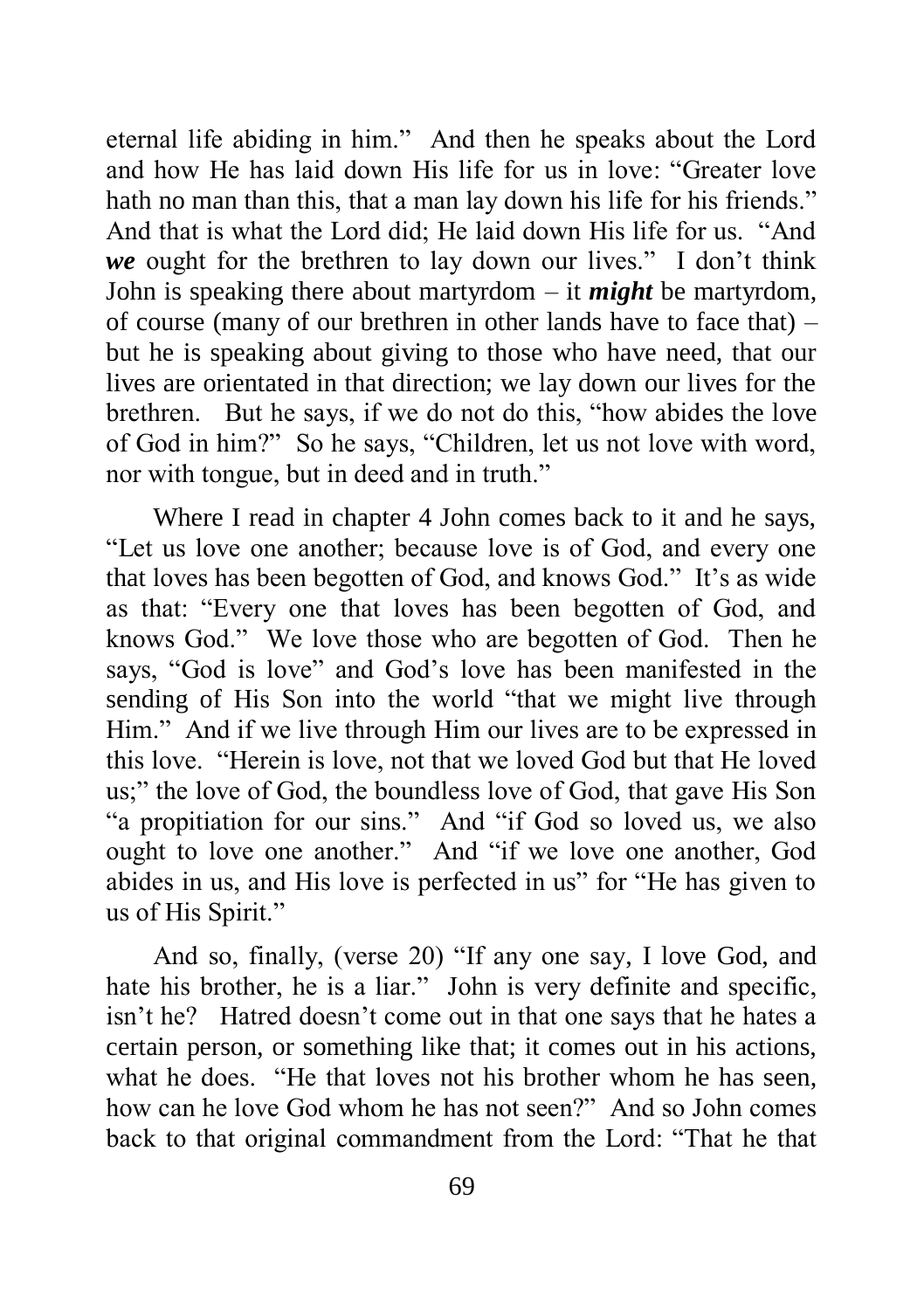eternal life abiding in him." And then he speaks about the Lord and how He has laid down His life for us in love: "Greater love hath no man than this, that a man lay down his life for his friends." And that is what the Lord did; He laid down His life for us. "And ***we*** ought for the brethren to lay down our lives." I don't think John is speaking there about martyrdom – it ***might*** be martyrdom, of course (many of our brethren in other lands have to face that) – but he is speaking about giving to those who have need, that our lives are orientated in that direction; we lay down our lives for the brethren. But he says, if we do not do this, "how abides the love of God in him?" So he says, "Children, let us not love with word, nor with tongue, but in deed and in truth."

Where I read in chapter 4 John comes back to it and he says, "Let us love one another; because love is of God, and every one that loves has been begotten of God, and knows God." It's as wide as that: "Every one that loves has been begotten of God, and knows God." We love those who are begotten of God. Then he says, "God is love" and God's love has been manifested in the sending of His Son into the world "that we might live through Him." And if we live through Him our lives are to be expressed in this love. "Herein is love, not that we loved God but that He loved us;" the love of God, the boundless love of God, that gave His Son "a propitiation for our sins." And "if God so loved us, we also ought to love one another." And "if we love one another, God abides in us, and His love is perfected in us" for "He has given to us of His Spirit."

And so, finally, (verse 20) "If any one say, I love God, and hate his brother, he is a liar." John is very definite and specific, isn't he? Hatred doesn't come out in that one says that he hates a certain person, or something like that; it comes out in his actions, what he does. "He that loves not his brother whom he has seen, how can he love God whom he has not seen?" And so John comes back to that original commandment from the Lord: "That he that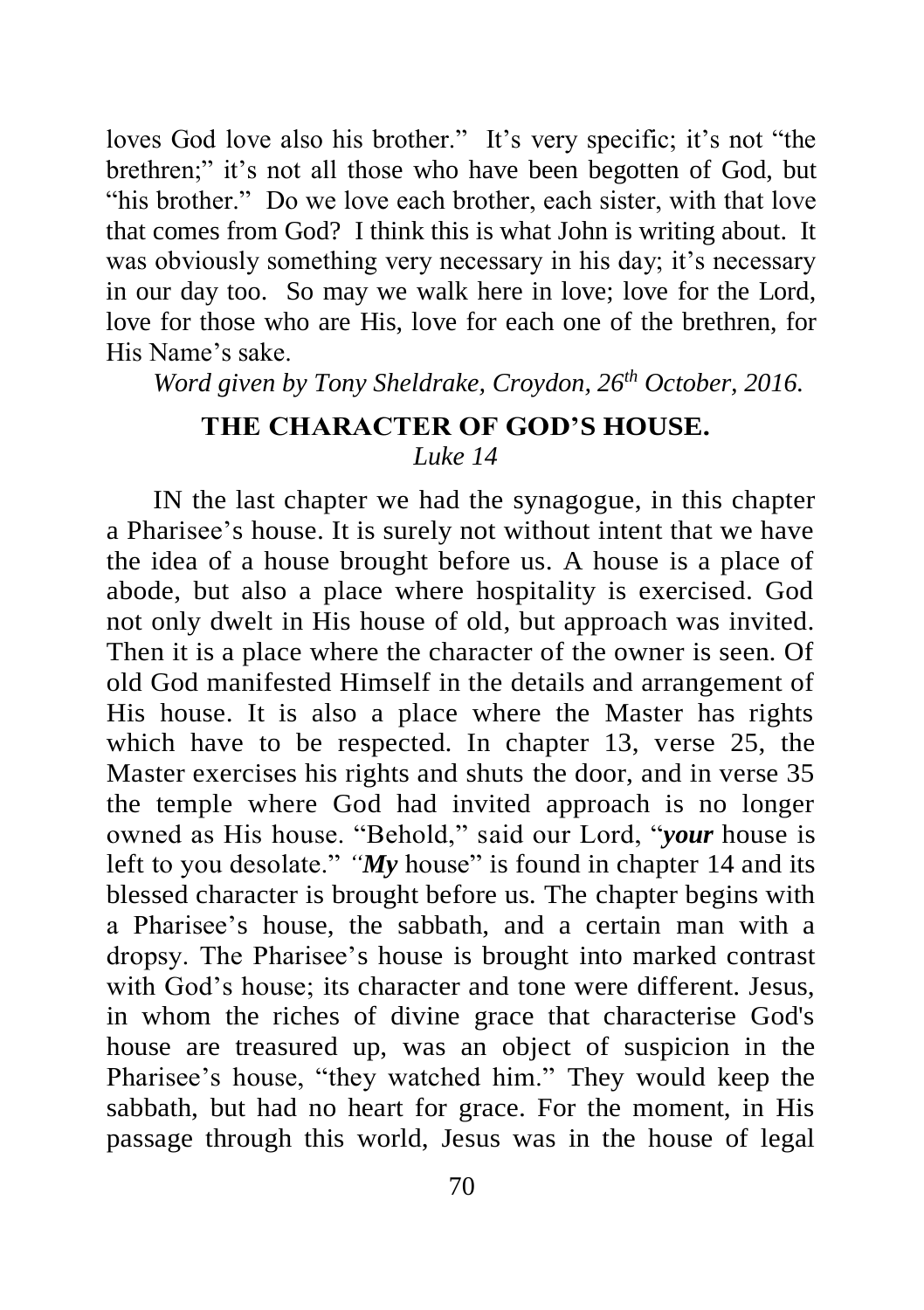loves God love also his brother." It's very specific; it's not "the brethren;" it's not all those who have been begotten of God, but "his brother." Do we love each brother, each sister, with that love that comes from God? I think this is what John is writing about. It was obviously something very necessary in his day; it's necessary in our day too. So may we walk here in love; love for the Lord, love for those who are His, love for each one of the brethren, for His Name's sake.

*Word given by Tony Sheldrake, Croydon, 26th October, 2016.*

## THE CHARACTER OF GOD'S HOUSE.

*Luke 14*

IN the last chapter we had the synagogue, in this chapter a Pharisee's house. It is surely not without intent that we have the idea of a house brought before us. A house is a place of abode, but also a place where hospitality is exercised. God not only dwelt in His house of old, but approach was invited. Then it is a place where the character of the owner is seen. Of old God manifested Himself in the details and arrangement of His house. It is also a place where the Master has rights which have to be respected. In chapter 13, verse 25, the Master exercises his rights and shuts the door, and in verse 35 the temple where God had invited approach is no longer owned as His house. "Behold," said our Lord, "***your*** house is left to you desolate." *"**My*** house" is found in chapter 14 and its blessed character is brought before us. The chapter begins with a Pharisee's house, the sabbath, and a certain man with a dropsy. The Pharisee's house is brought into marked contrast with God's house; its character and tone were different. Jesus, in whom the riches of divine grace that characterise God's house are treasured up, was an object of suspicion in the Pharisee's house, "they watched him." They would keep the sabbath, but had no heart for grace. For the moment, in His passage through this world, Jesus was in the house of legal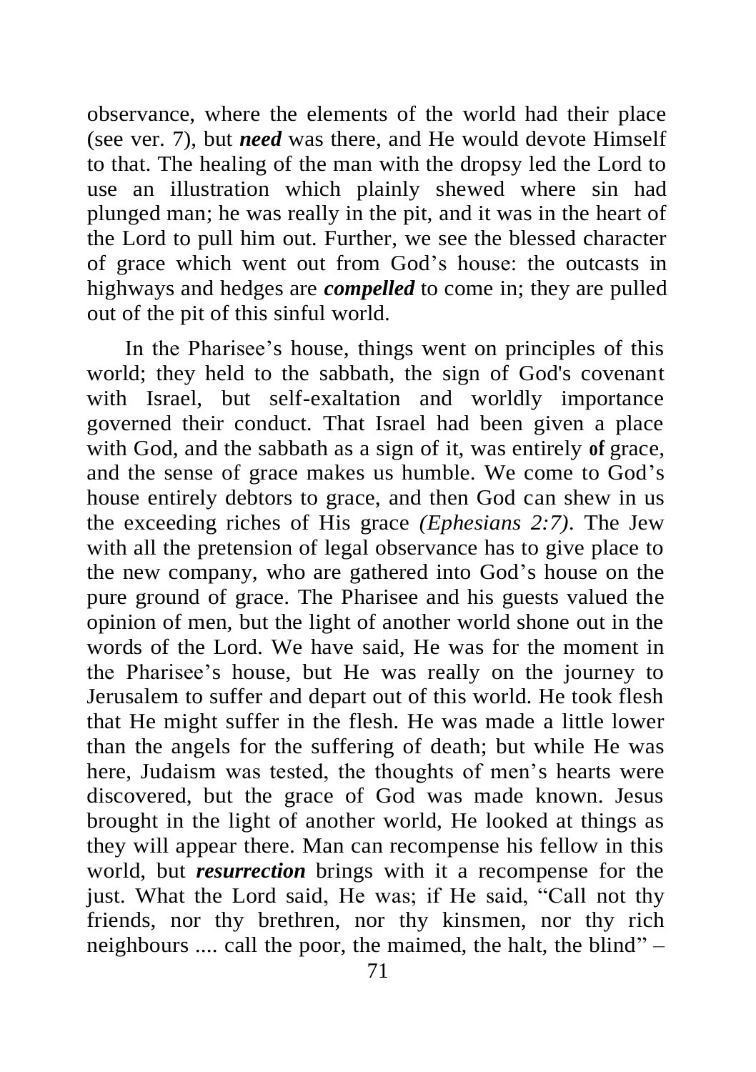observance, where the elements of the world had their place (see ver. 7), but ***need*** was there, and He would devote Himself to that. The healing of the man with the dropsy led the Lord to use an illustration which plainly shewed where sin had plunged man; he was really in the pit, and it was in the heart of the Lord to pull him out. Further, we see the blessed character of grace which went out from God's house: the outcasts in highways and hedges are ***compelled*** to come in; they are pulled out of the pit of this sinful world.

In the Pharisee's house, things went on principles of this world; they held to the sabbath, the sign of God's covenant with Israel, but self-exaltation and worldly importance governed their conduct. That Israel had been given a place with God, and the sabbath as a sign of it, was entirely **of** grace, and the sense of grace makes us humble. We come to God's house entirely debtors to grace, and then God can shew in us the exceeding riches of His grace *(Ephesians 2:7)*. The Jew with all the pretension of legal observance has to give place to the new company, who are gathered into God's house on the pure ground of grace. The Pharisee and his guests valued the opinion of men, but the light of another world shone out in the words of the Lord. We have said, He was for the moment in the Pharisee's house, but He was really on the journey to Jerusalem to suffer and depart out of this world. He took flesh that He might suffer in the flesh. He was made a little lower than the angels for the suffering of death; but while He was here, Judaism was tested, the thoughts of men's hearts were discovered, but the grace of God was made known. Jesus brought in the light of another world, He looked at things as they will appear there. Man can recompense his fellow in this world, but ***resurrection*** brings with it a recompense for the just. What the Lord said, He was; if He said, "Call not thy friends, nor thy brethren, nor thy kinsmen, nor thy rich neighbours .... call the poor, the maimed, the halt, the blind" –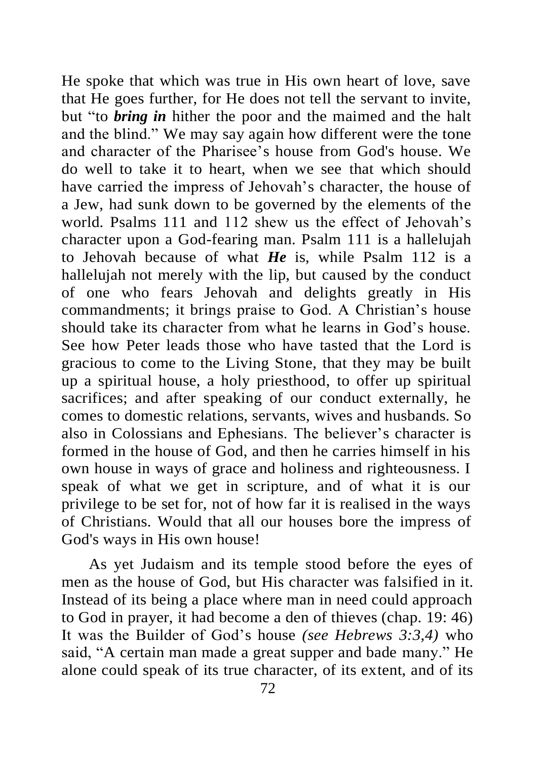He spoke that which was true in His own heart of love, save that He goes further, for He does not tell the servant to invite, but "to ***bring in*** hither the poor and the maimed and the halt and the blind." We may say again how different were the tone and character of the Pharisee's house from God's house. We do well to take it to heart, when we see that which should have carried the impress of Jehovah's character, the house of a Jew, had sunk down to be governed by the elements of the world. Psalms 111 and 112 shew us the effect of Jehovah's character upon a God-fearing man. Psalm 111 is a hallelujah to Jehovah because of what ***He*** is, while Psalm 112 is a hallelujah not merely with the lip, but caused by the conduct of one who fears Jehovah and delights greatly in His commandments; it brings praise to God. A Christian's house should take its character from what he learns in God's house. See how Peter leads those who have tasted that the Lord is gracious to come to the Living Stone, that they may be built up a spiritual house, a holy priesthood, to offer up spiritual sacrifices; and after speaking of our conduct externally, he comes to domestic relations, servants, wives and husbands. So also in Colossians and Ephesians. The believer's character is formed in the house of God, and then he carries himself in his own house in ways of grace and holiness and righteousness. I speak of what we get in scripture, and of what it is our privilege to be set for, not of how far it is realised in the ways of Christians. Would that all our houses bore the impress of God's ways in His own house!

As yet Judaism and its temple stood before the eyes of men as the house of God, but His character was falsified in it. Instead of its being a place where man in need could approach to God in prayer, it had become a den of thieves (chap. 19: 46) It was the Builder of God's house *(see Hebrews 3:3,4)* who said, "A certain man made a great supper and bade many." He alone could speak of its true character, of its extent, and of its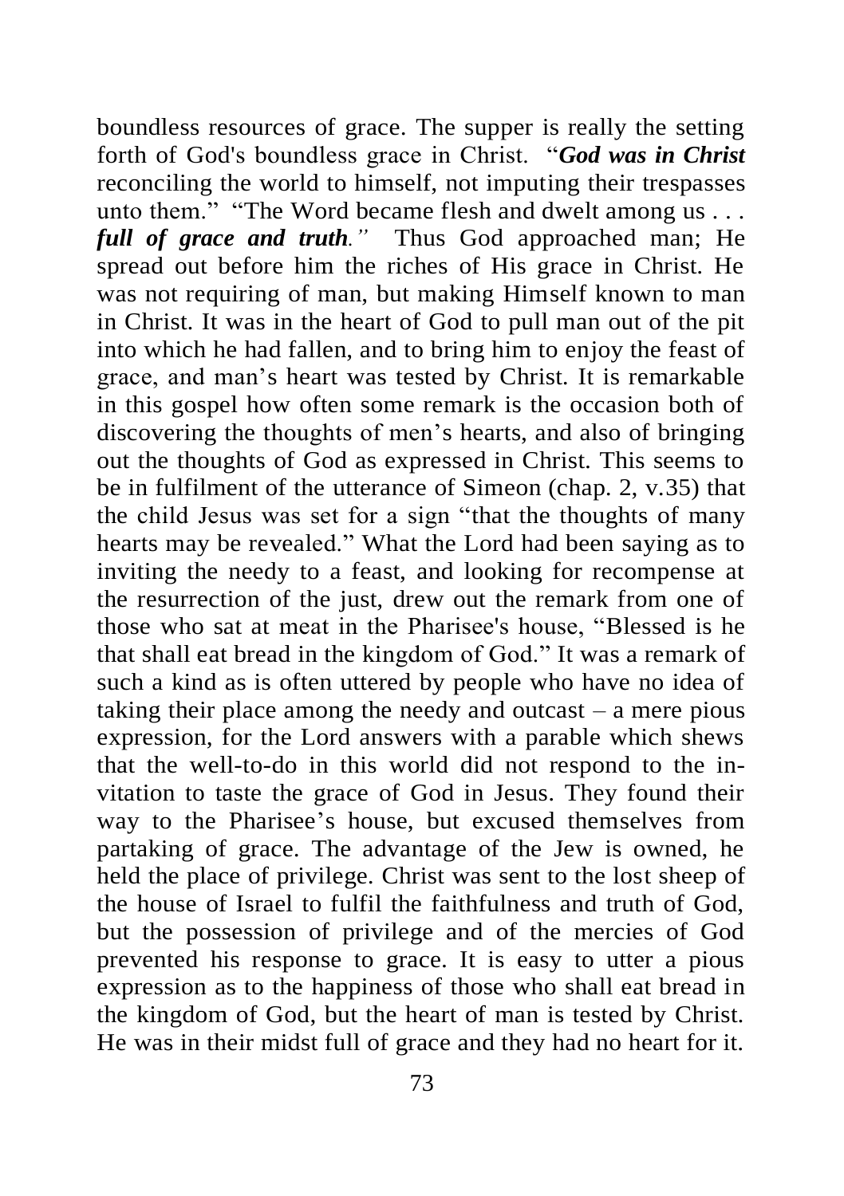boundless resources of grace. The supper is really the setting forth of God's boundless grace in Christ. "***God was in Christ*** reconciling the world to himself, not imputing their trespasses unto them." "The Word became flesh and dwelt among us . . . ***full of grace and truth**."* Thus God approached man; He spread out before him the riches of His grace in Christ. He was not requiring of man, but making Himself known to man in Christ. It was in the heart of God to pull man out of the pit into which he had fallen, and to bring him to enjoy the feast of grace, and man's heart was tested by Christ. It is remarkable in this gospel how often some remark is the occasion both of discovering the thoughts of men's hearts, and also of bringing out the thoughts of God as expressed in Christ. This seems to be in fulfilment of the utterance of Simeon (chap. 2, v.35) that the child Jesus was set for a sign "that the thoughts of many hearts may be revealed." What the Lord had been saying as to inviting the needy to a feast, and looking for recompense at the resurrection of the just, drew out the remark from one of those who sat at meat in the Pharisee's house, "Blessed is he that shall eat bread in the kingdom of God." It was a remark of such a kind as is often uttered by people who have no idea of taking their place among the needy and outcast – a mere pious expression, for the Lord answers with a parable which shews that the well-to-do in this world did not respond to the invitation to taste the grace of God in Jesus. They found their way to the Pharisee's house, but excused themselves from partaking of grace. The advantage of the Jew is owned, he held the place of privilege. Christ was sent to the lost sheep of the house of Israel to fulfil the faithfulness and truth of God, but the possession of privilege and of the mercies of God prevented his response to grace. It is easy to utter a pious expression as to the happiness of those who shall eat bread in the kingdom of God, but the heart of man is tested by Christ. He was in their midst full of grace and they had no heart for it.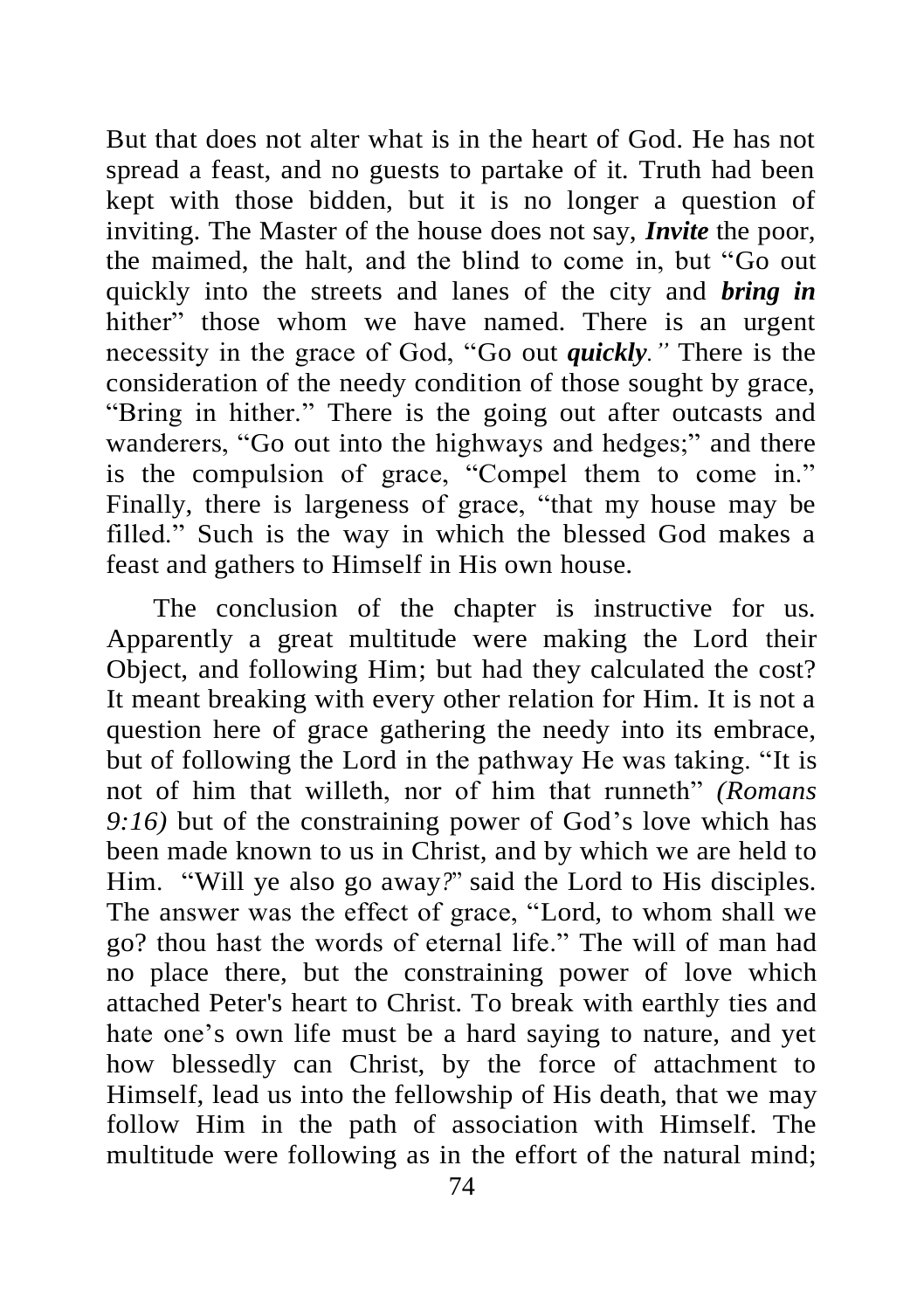But that does not alter what is in the heart of God. He has not spread a feast, and no guests to partake of it. Truth had been kept with those bidden, but it is no longer a question of inviting. The Master of the house does not say, ***Invite*** the poor, the maimed, the halt, and the blind to come in, but "Go out quickly into the streets and lanes of the city and ***bring in*** hither" those whom we have named. There is an urgent necessity in the grace of God, "Go out ***quickly**."* There is the consideration of the needy condition of those sought by grace, "Bring in hither." There is the going out after outcasts and wanderers, "Go out into the highways and hedges;" and there is the compulsion of grace, "Compel them to come in." Finally, there is largeness of grace, "that my house may be filled." Such is the way in which the blessed God makes a feast and gathers to Himself in His own house.

The conclusion of the chapter is instructive for us. Apparently a great multitude were making the Lord their Object, and following Him; but had they calculated the cost? It meant breaking with every other relation for Him. It is not a question here of grace gathering the needy into its embrace, but of following the Lord in the pathway He was taking. "It is not of him that willeth, nor of him that runneth" *(Romans 9:16)* but of the constraining power of God's love which has been made known to us in Christ, and by which we are held to Him. "Will ye also go away?" said the Lord to His disciples. The answer was the effect of grace, "Lord, to whom shall we go? thou hast the words of eternal life." The will of man had no place there, but the constraining power of love which attached Peter's heart to Christ. To break with earthly ties and hate one's own life must be a hard saying to nature, and yet how blessedly can Christ, by the force of attachment to Himself, lead us into the fellowship of His death, that we may follow Him in the path of association with Himself. The multitude were following as in the effort of the natural mind;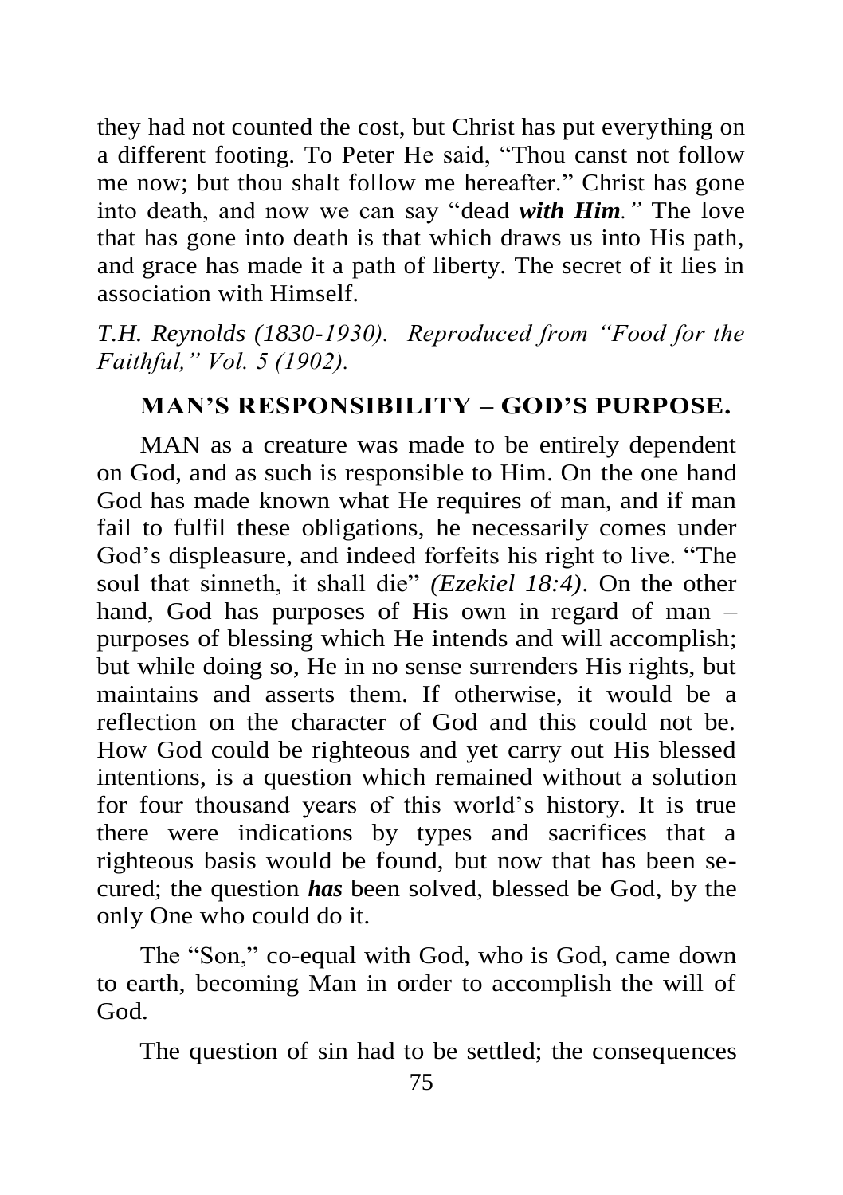they had not counted the cost, but Christ has put everything on a different footing. To Peter He said, "Thou canst not follow me now; but thou shalt follow me hereafter." Christ has gone into death, and now we can say "dead ***with Him.***" The love that has gone into death is that which draws us into His path, and grace has made it a path of liberty. The secret of it lies in association with Himself.

*T.H. Reynolds (1830-1930). Reproduced from "Food for the Faithful," Vol. 5 (1902).*

## MAN'S RESPONSIBILITY – GOD'S PURPOSE.

MAN as a creature was made to be entirely dependent on God, and as such is responsible to Him. On the one hand God has made known what He requires of man, and if man fail to fulfil these obligations, he necessarily comes under God's displeasure, and indeed forfeits his right to live. "The soul that sinneth, it shall die" *(Ezekiel 18:4)*. On the other hand, God has purposes of His own in regard of man – purposes of blessing which He intends and will accomplish; but while doing so, He in no sense surrenders His rights, but maintains and asserts them. If otherwise, it would be a reflection on the character of God and this could not be. How God could be righteous and yet carry out His blessed intentions, is a question which remained without a solution for four thousand years of this world's history. It is true there were indications by types and sacrifices that a righteous basis would be found, but now that has been secured; the question ***has*** been solved, blessed be God, by the only One who could do it.

The "Son," co-equal with God, who is God, came down to earth, becoming Man in order to accomplish the will of God.

The question of sin had to be settled; the consequences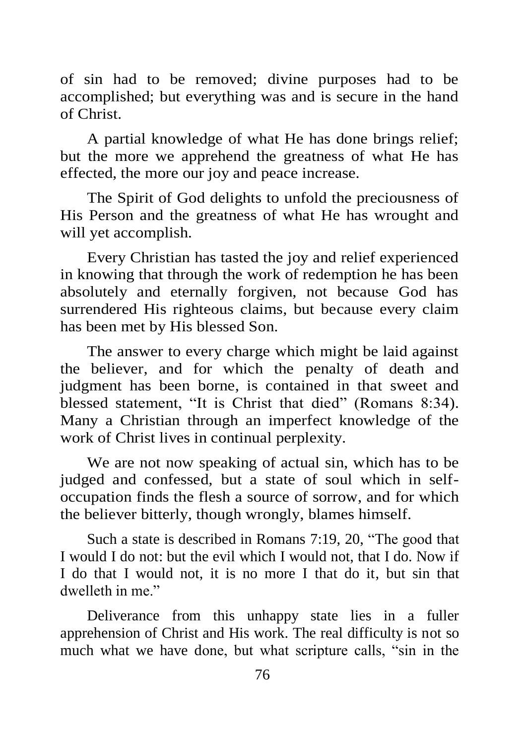of sin had to be removed; divine purposes had to be accomplished; but everything was and is secure in the hand of Christ.

A partial knowledge of what He has done brings relief; but the more we apprehend the greatness of what He has effected, the more our joy and peace increase.

The Spirit of God delights to unfold the preciousness of His Person and the greatness of what He has wrought and will yet accomplish.

Every Christian has tasted the joy and relief experienced in knowing that through the work of redemption he has been absolutely and eternally forgiven, not because God has surrendered His righteous claims, but because every claim has been met by His blessed Son.

The answer to every charge which might be laid against the believer, and for which the penalty of death and judgment has been borne, is contained in that sweet and blessed statement, "It is Christ that died" (Romans 8:34). Many a Christian through an imperfect knowledge of the work of Christ lives in continual perplexity.

We are not now speaking of actual sin, which has to be judged and confessed, but a state of soul which in self-occupation finds the flesh a source of sorrow, and for which the believer bitterly, though wrongly, blames himself.

Such a state is described in Romans 7:19, 20, "The good that I would I do not: but the evil which I would not, that I do. Now if I do that I would not, it is no more I that do it, but sin that dwelleth in me."

Deliverance from this unhappy state lies in a fuller apprehension of Christ and His work. The real difficulty is not so much what we have done, but what scripture calls, "sin in the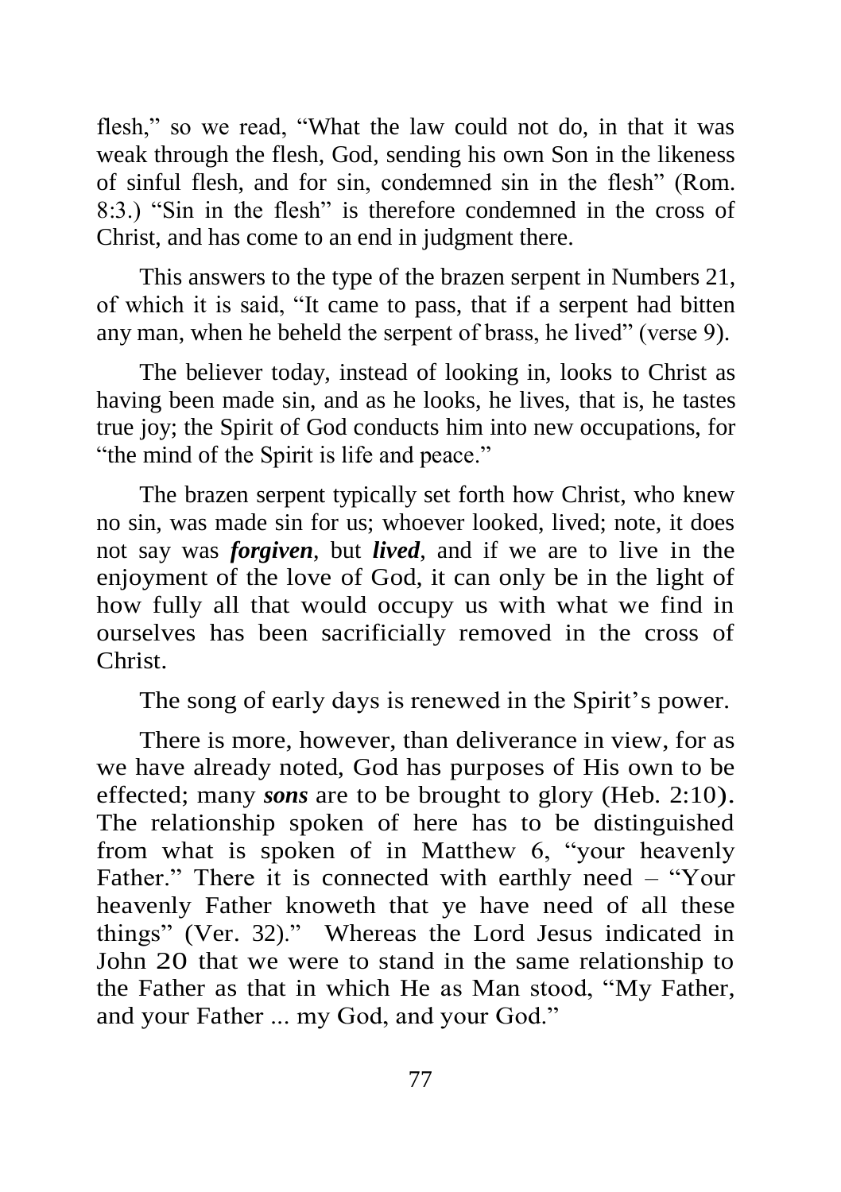flesh," so we read, "What the law could not do, in that it was weak through the flesh, God, sending his own Son in the likeness of sinful flesh, and for sin, condemned sin in the flesh" (Rom. 8:3.) "Sin in the flesh" is therefore condemned in the cross of Christ, and has come to an end in judgment there.

This answers to the type of the brazen serpent in Numbers 21, of which it is said, "It came to pass, that if a serpent had bitten any man, when he beheld the serpent of brass, he lived" (verse 9).

The believer today, instead of looking in, looks to Christ as having been made sin, and as he looks, he lives, that is, he tastes true joy; the Spirit of God conducts him into new occupations, for "the mind of the Spirit is life and peace."

The brazen serpent typically set forth how Christ, who knew no sin, was made sin for us; whoever looked, lived; note, it does not say was ***forgiven***, but ***lived***, and if we are to live in the enjoyment of the love of God, it can only be in the light of how fully all that would occupy us with what we find in ourselves has been sacrificially removed in the cross of Christ.

The song of early days is renewed in the Spirit's power.

There is more, however, than deliverance in view, for as we have already noted, God has purposes of His own to be effected; many ***sons*** are to be brought to glory (Heb. 2:10). The relationship spoken of here has to be distinguished from what is spoken of in Matthew 6, "your heavenly Father." There it is connected with earthly need – "Your heavenly Father knoweth that ye have need of all these things" (Ver. 32)." Whereas the Lord Jesus indicated in John 20 that we were to stand in the same relationship to the Father as that in which He as Man stood, "My Father, and your Father ... my God, and your God."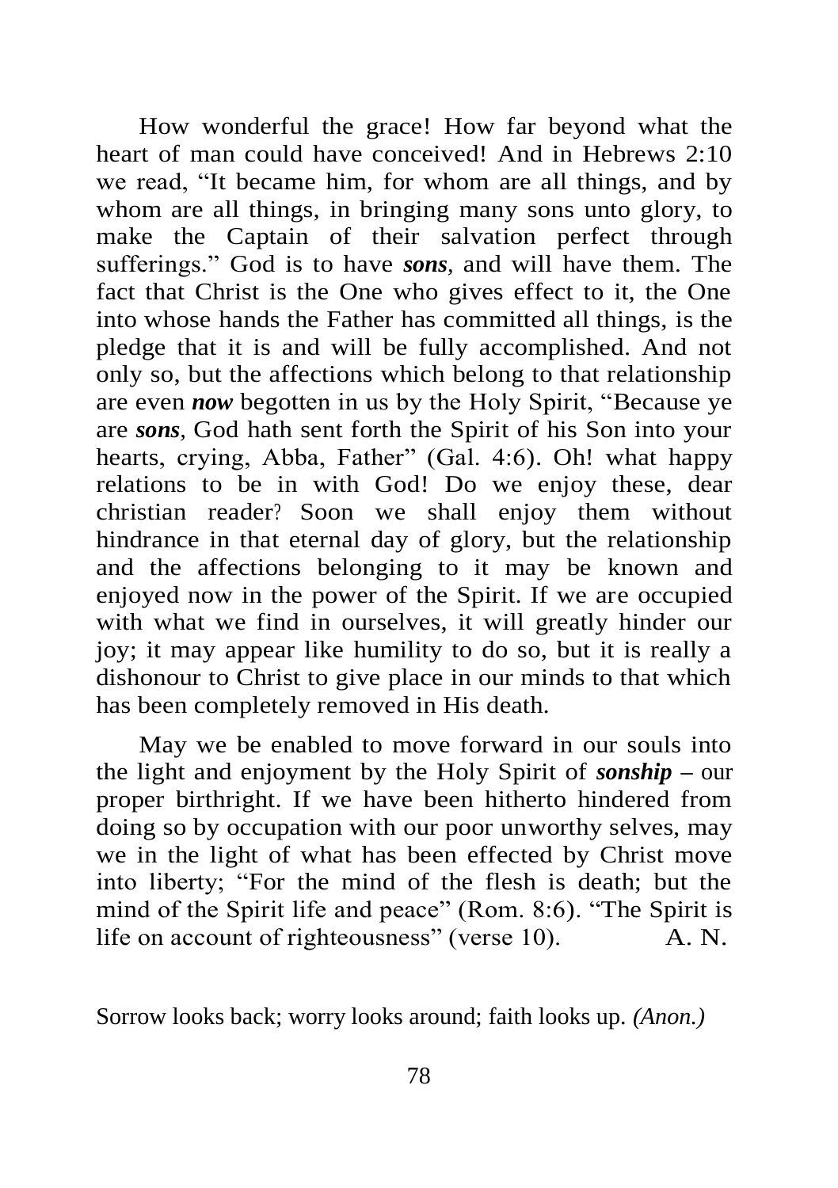How wonderful the grace! How far beyond what the heart of man could have conceived! And in Hebrews 2:10 we read, "It became him, for whom are all things, and by whom are all things, in bringing many sons unto glory, to make the Captain of their salvation perfect through sufferings." God is to have ***sons***, and will have them. The fact that Christ is the One who gives effect to it, the One into whose hands the Father has committed all things, is the pledge that it is and will be fully accomplished. And not only so, but the affections which belong to that relationship are even ***now*** begotten in us by the Holy Spirit, "Because ye are ***sons***, God hath sent forth the Spirit of his Son into your hearts, crying, Abba, Father" (Gal. 4:6). Oh! what happy relations to be in with God! Do we enjoy these, dear christian reader? Soon we shall enjoy them without hindrance in that eternal day of glory, but the relationship and the affections belonging to it may be known and enjoyed now in the power of the Spirit. If we are occupied with what we find in ourselves, it will greatly hinder our joy; it may appear like humility to do so, but it is really a dishonour to Christ to give place in our minds to that which has been completely removed in His death.

May we be enabled to move forward in our souls into the light and enjoyment by the Holy Spirit of ***sonship*** – our proper birthright. If we have been hitherto hindered from doing so by occupation with our poor unworthy selves, may we in the light of what has been effected by Christ move into liberty; "For the mind of the flesh is death; but the mind of the Spirit life and peace" (Rom. 8:6). "The Spirit is life on account of righteousness" (verse 10). A. N.

Sorrow looks back; worry looks around; faith looks up. *(Anon.)*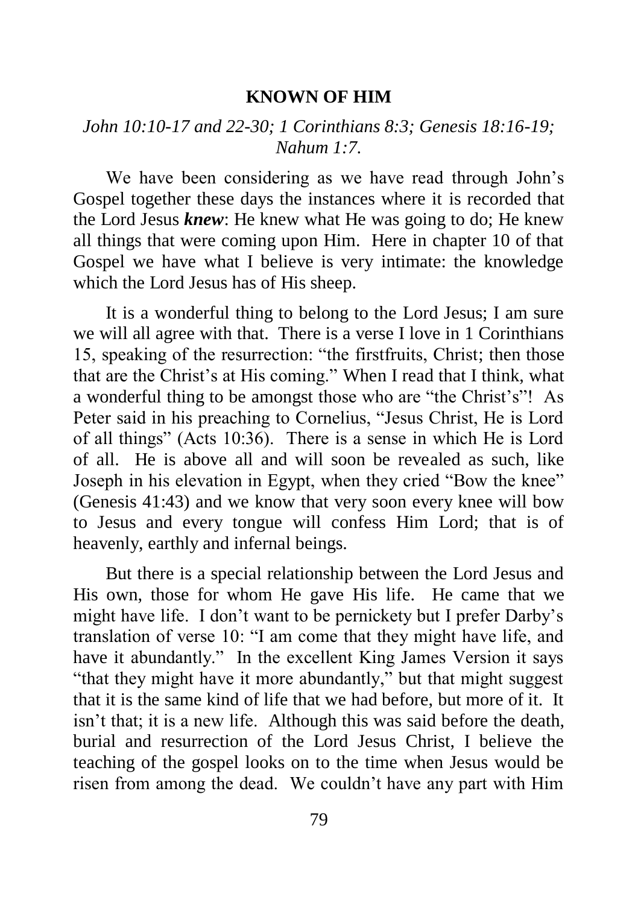## KNOWN OF HIM

*John 10:10-17 and 22-30; 1 Corinthians 8:3; Genesis 18:16-19; Nahum 1:7.*

We have been considering as we have read through John's Gospel together these days the instances where it is recorded that the Lord Jesus ***knew***: He knew what He was going to do; He knew all things that were coming upon Him. Here in chapter 10 of that Gospel we have what I believe is very intimate: the knowledge which the Lord Jesus has of His sheep.

It is a wonderful thing to belong to the Lord Jesus; I am sure we will all agree with that. There is a verse I love in 1 Corinthians 15, speaking of the resurrection: "the firstfruits, Christ; then those that are the Christ's at His coming." When I read that I think, what a wonderful thing to be amongst those who are "the Christ's"! As Peter said in his preaching to Cornelius, "Jesus Christ, He is Lord of all things" (Acts 10:36). There is a sense in which He is Lord of all. He is above all and will soon be revealed as such, like Joseph in his elevation in Egypt, when they cried "Bow the knee" (Genesis 41:43) and we know that very soon every knee will bow to Jesus and every tongue will confess Him Lord; that is of heavenly, earthly and infernal beings.

But there is a special relationship between the Lord Jesus and His own, those for whom He gave His life. He came that we might have life. I don't want to be pernickety but I prefer Darby's translation of verse 10: "I am come that they might have life, and have it abundantly." In the excellent King James Version it says "that they might have it more abundantly," but that might suggest that it is the same kind of life that we had before, but more of it. It isn't that; it is a new life. Although this was said before the death, burial and resurrection of the Lord Jesus Christ, I believe the teaching of the gospel looks on to the time when Jesus would be risen from among the dead. We couldn't have any part with Him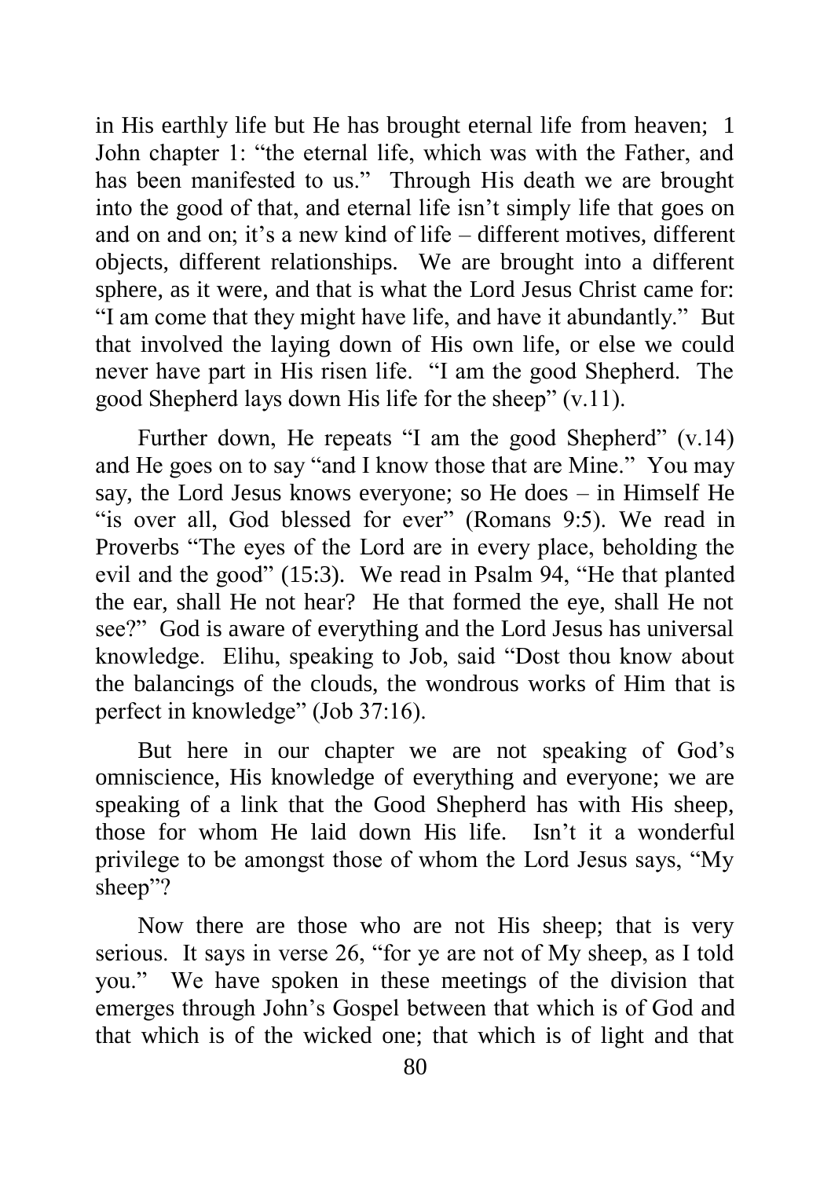in His earthly life but He has brought eternal life from heaven; 1 John chapter 1: "the eternal life, which was with the Father, and has been manifested to us." Through His death we are brought into the good of that, and eternal life isn't simply life that goes on and on and on; it's a new kind of life – different motives, different objects, different relationships. We are brought into a different sphere, as it were, and that is what the Lord Jesus Christ came for: "I am come that they might have life, and have it abundantly." But that involved the laying down of His own life, or else we could never have part in His risen life. "I am the good Shepherd. The good Shepherd lays down His life for the sheep" (v.11).

Further down, He repeats "I am the good Shepherd" (v.14) and He goes on to say "and I know those that are Mine." You may say, the Lord Jesus knows everyone; so He does – in Himself He "is over all, God blessed for ever" (Romans 9:5). We read in Proverbs "The eyes of the Lord are in every place, beholding the evil and the good" (15:3). We read in Psalm 94, "He that planted the ear, shall He not hear? He that formed the eye, shall He not see?" God is aware of everything and the Lord Jesus has universal knowledge. Elihu, speaking to Job, said "Dost thou know about the balancings of the clouds, the wondrous works of Him that is perfect in knowledge" (Job 37:16).

But here in our chapter we are not speaking of God's omniscience, His knowledge of everything and everyone; we are speaking of a link that the Good Shepherd has with His sheep, those for whom He laid down His life. Isn't it a wonderful privilege to be amongst those of whom the Lord Jesus says, "My sheep"?

Now there are those who are not His sheep; that is very serious. It says in verse 26, "for ye are not of My sheep, as I told you." We have spoken in these meetings of the division that emerges through John's Gospel between that which is of God and that which is of the wicked one; that which is of light and that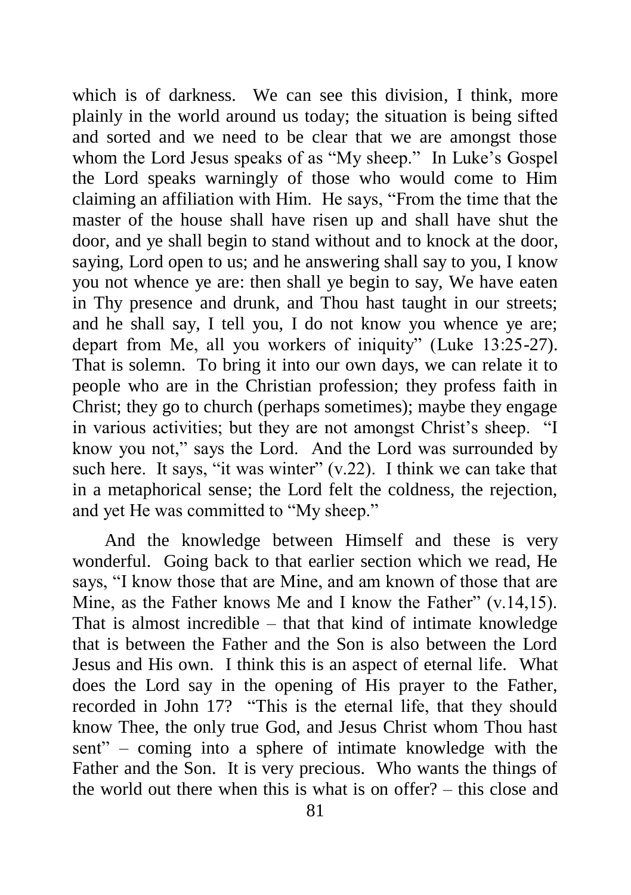which is of darkness. We can see this division, I think, more plainly in the world around us today; the situation is being sifted and sorted and we need to be clear that we are amongst those whom the Lord Jesus speaks of as "My sheep." In Luke's Gospel the Lord speaks warningly of those who would come to Him claiming an affiliation with Him. He says, "From the time that the master of the house shall have risen up and shall have shut the door, and ye shall begin to stand without and to knock at the door, saying, Lord open to us; and he answering shall say to you, I know you not whence ye are: then shall ye begin to say, We have eaten in Thy presence and drunk, and Thou hast taught in our streets; and he shall say, I tell you, I do not know you whence ye are; depart from Me, all you workers of iniquity" (Luke 13:25-27). That is solemn. To bring it into our own days, we can relate it to people who are in the Christian profession; they profess faith in Christ; they go to church (perhaps sometimes); maybe they engage in various activities; but they are not amongst Christ's sheep. "I know you not," says the Lord. And the Lord was surrounded by such here. It says, "it was winter" (v.22). I think we can take that in a metaphorical sense; the Lord felt the coldness, the rejection, and yet He was committed to "My sheep."

And the knowledge between Himself and these is very wonderful. Going back to that earlier section which we read, He says, "I know those that are Mine, and am known of those that are Mine, as the Father knows Me and I know the Father" (v.14,15). That is almost incredible – that that kind of intimate knowledge that is between the Father and the Son is also between the Lord Jesus and His own. I think this is an aspect of eternal life. What does the Lord say in the opening of His prayer to the Father, recorded in John 17? "This is the eternal life, that they should know Thee, the only true God, and Jesus Christ whom Thou hast sent" – coming into a sphere of intimate knowledge with the Father and the Son. It is very precious. Who wants the things of the world out there when this is what is on offer? – this close and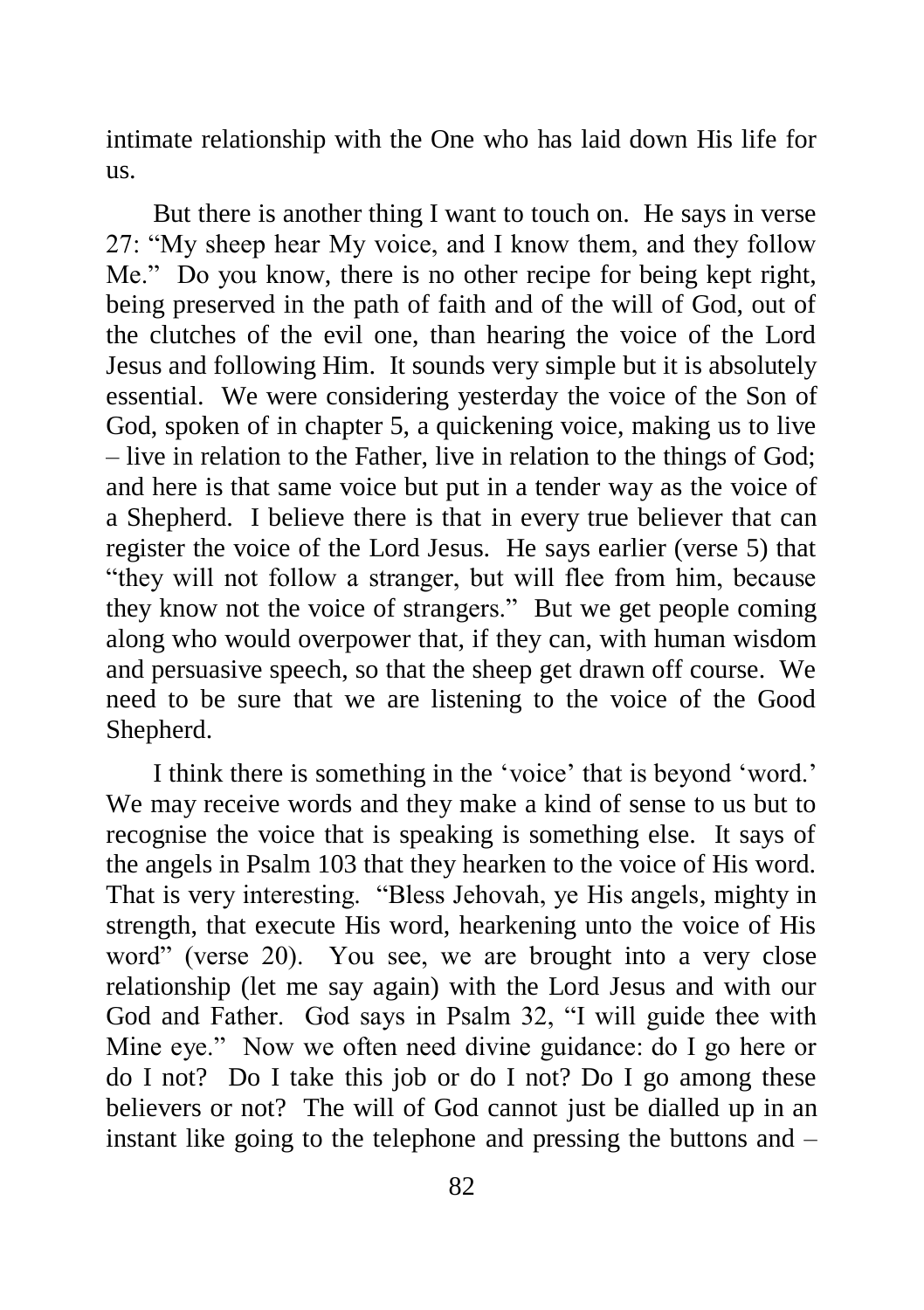intimate relationship with the One who has laid down His life for us.

But there is another thing I want to touch on. He says in verse 27: "My sheep hear My voice, and I know them, and they follow Me." Do you know, there is no other recipe for being kept right, being preserved in the path of faith and of the will of God, out of the clutches of the evil one, than hearing the voice of the Lord Jesus and following Him. It sounds very simple but it is absolutely essential. We were considering yesterday the voice of the Son of God, spoken of in chapter 5, a quickening voice, making us to live – live in relation to the Father, live in relation to the things of God; and here is that same voice but put in a tender way as the voice of a Shepherd. I believe there is that in every true believer that can register the voice of the Lord Jesus. He says earlier (verse 5) that "they will not follow a stranger, but will flee from him, because they know not the voice of strangers." But we get people coming along who would overpower that, if they can, with human wisdom and persuasive speech, so that the sheep get drawn off course. We need to be sure that we are listening to the voice of the Good Shepherd.

I think there is something in the 'voice' that is beyond 'word.' We may receive words and they make a kind of sense to us but to recognise the voice that is speaking is something else. It says of the angels in Psalm 103 that they hearken to the voice of His word. That is very interesting. "Bless Jehovah, ye His angels, mighty in strength, that execute His word, hearkening unto the voice of His word" (verse 20). You see, we are brought into a very close relationship (let me say again) with the Lord Jesus and with our God and Father. God says in Psalm 32, "I will guide thee with Mine eye." Now we often need divine guidance: do I go here or do I not? Do I take this job or do I not? Do I go among these believers or not? The will of God cannot just be dialled up in an instant like going to the telephone and pressing the buttons and –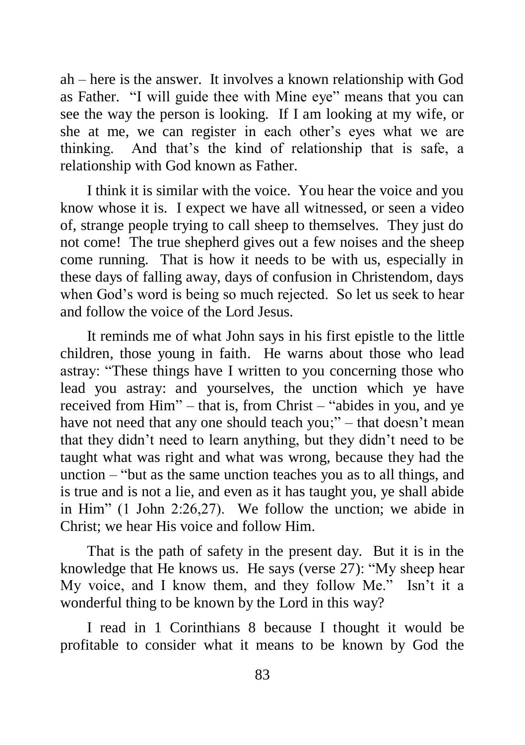ah – here is the answer. It involves a known relationship with God as Father. "I will guide thee with Mine eye" means that you can see the way the person is looking. If I am looking at my wife, or she at me, we can register in each other's eyes what we are thinking. And that's the kind of relationship that is safe, a relationship with God known as Father.

I think it is similar with the voice. You hear the voice and you know whose it is. I expect we have all witnessed, or seen a video of, strange people trying to call sheep to themselves. They just do not come! The true shepherd gives out a few noises and the sheep come running. That is how it needs to be with us, especially in these days of falling away, days of confusion in Christendom, days when God's word is being so much rejected. So let us seek to hear and follow the voice of the Lord Jesus.

It reminds me of what John says in his first epistle to the little children, those young in faith. He warns about those who lead astray: "These things have I written to you concerning those who lead you astray: and yourselves, the unction which ye have received from Him" – that is, from Christ – "abides in you, and ye have not need that any one should teach you;" – that doesn't mean that they didn't need to learn anything, but they didn't need to be taught what was right and what was wrong, because they had the unction – "but as the same unction teaches you as to all things, and is true and is not a lie, and even as it has taught you, ye shall abide in Him" (1 John 2:26,27). We follow the unction; we abide in Christ; we hear His voice and follow Him.

That is the path of safety in the present day. But it is in the knowledge that He knows us. He says (verse 27): "My sheep hear My voice, and I know them, and they follow Me." Isn't it a wonderful thing to be known by the Lord in this way?

I read in 1 Corinthians 8 because I thought it would be profitable to consider what it means to be known by God the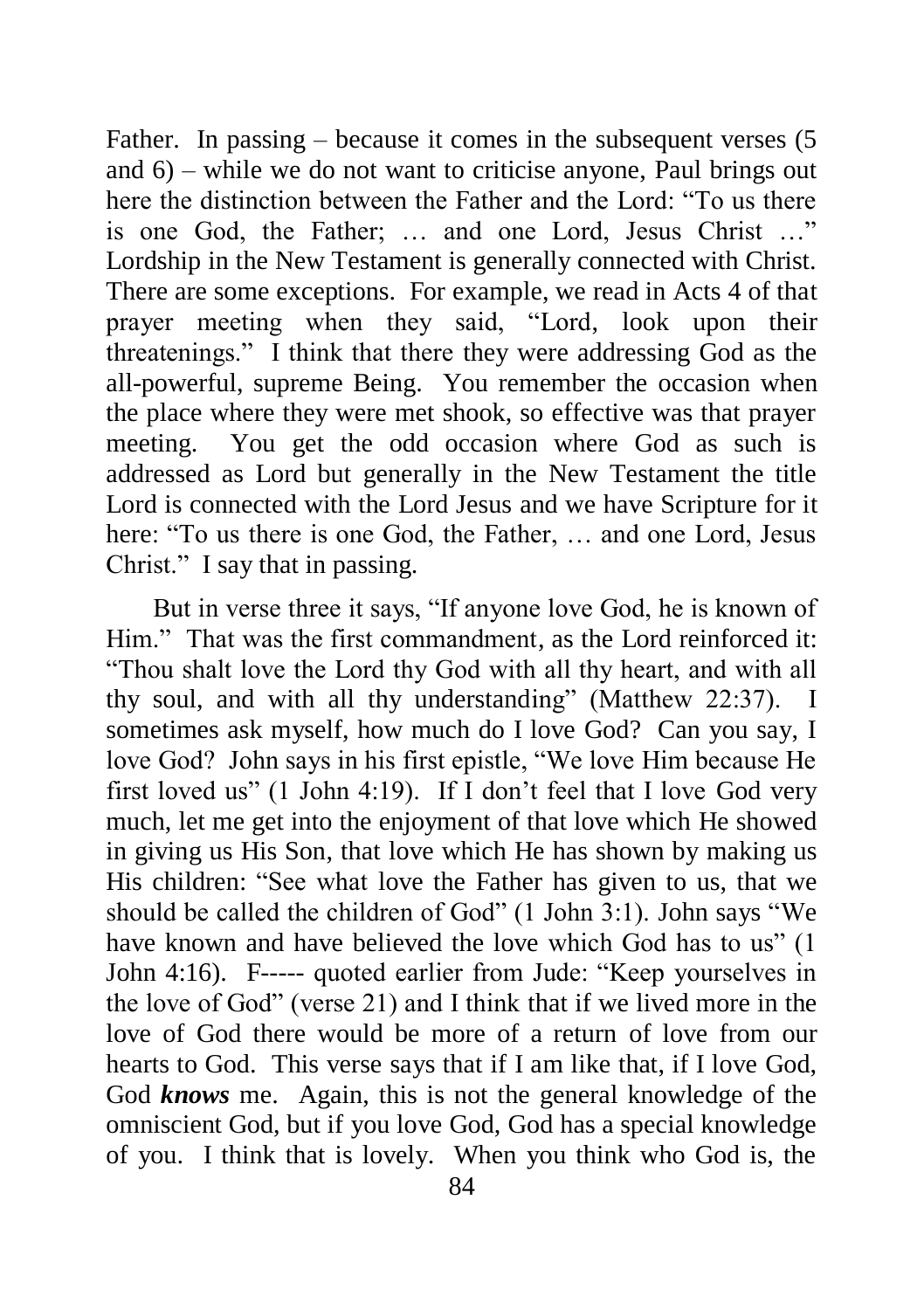Father. In passing – because it comes in the subsequent verses (5 and 6) – while we do not want to criticise anyone, Paul brings out here the distinction between the Father and the Lord: "To us there is one God, the Father; … and one Lord, Jesus Christ …" Lordship in the New Testament is generally connected with Christ. There are some exceptions. For example, we read in Acts 4 of that prayer meeting when they said, "Lord, look upon their threatenings." I think that there they were addressing God as the all-powerful, supreme Being. You remember the occasion when the place where they were met shook, so effective was that prayer meeting. You get the odd occasion where God as such is addressed as Lord but generally in the New Testament the title Lord is connected with the Lord Jesus and we have Scripture for it here: "To us there is one God, the Father, … and one Lord, Jesus Christ." I say that in passing.

But in verse three it says, "If anyone love God, he is known of Him." That was the first commandment, as the Lord reinforced it: "Thou shalt love the Lord thy God with all thy heart, and with all thy soul, and with all thy understanding" (Matthew 22:37). I sometimes ask myself, how much do I love God? Can you say, I love God? John says in his first epistle, "We love Him because He first loved us" (1 John 4:19). If I don't feel that I love God very much, let me get into the enjoyment of that love which He showed in giving us His Son, that love which He has shown by making us His children: "See what love the Father has given to us, that we should be called the children of God" (1 John 3:1). John says "We have known and have believed the love which God has to us" (1 John 4:16). F----- quoted earlier from Jude: "Keep yourselves in the love of God" (verse 21) and I think that if we lived more in the love of God there would be more of a return of love from our hearts to God. This verse says that if I am like that, if I love God, God ***knows*** me. Again, this is not the general knowledge of the omniscient God, but if you love God, God has a special knowledge of you. I think that is lovely. When you think who God is, the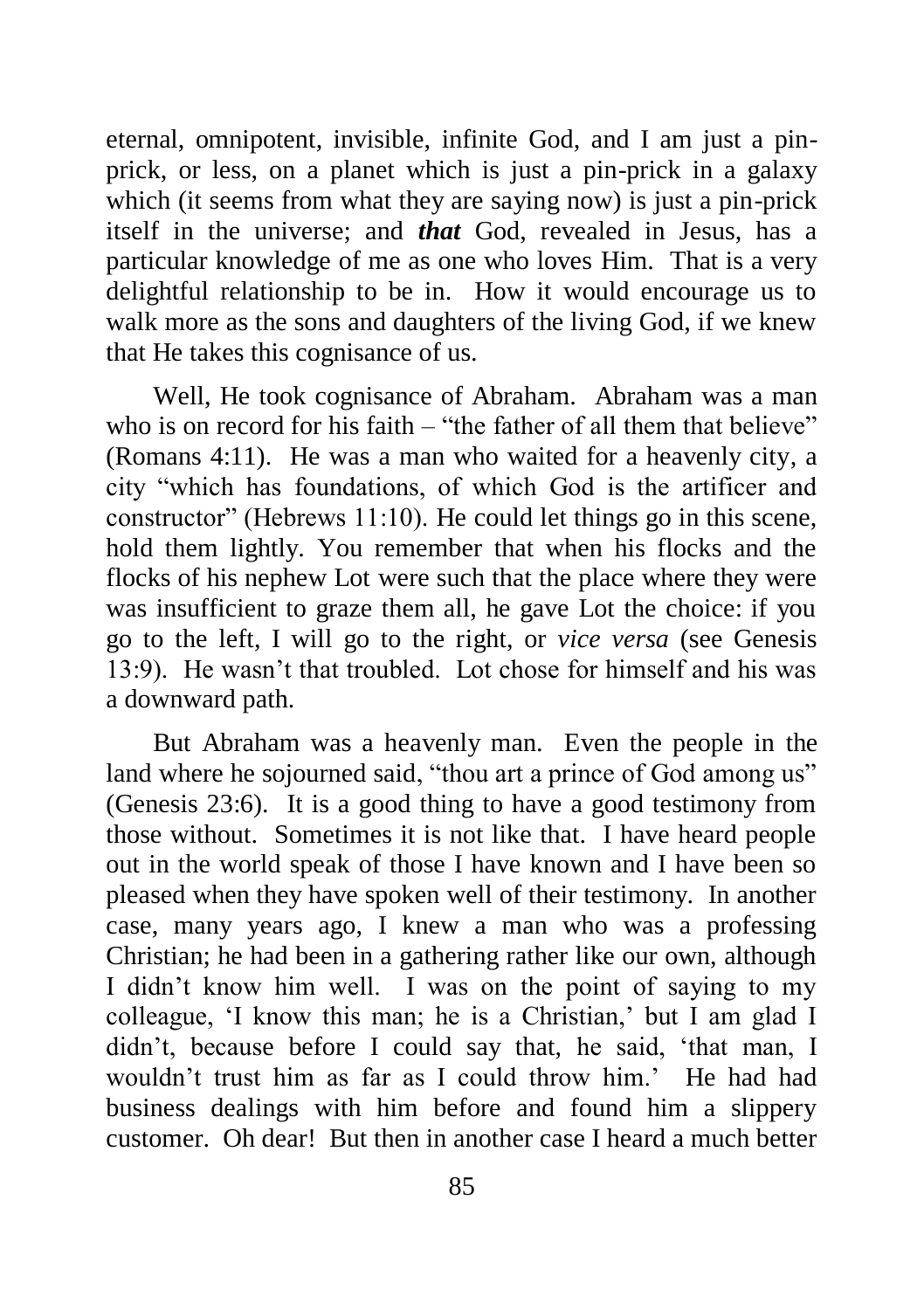eternal, omnipotent, invisible, infinite God, and I am just a pin-prick, or less, on a planet which is just a pin-prick in a galaxy which (it seems from what they are saying now) is just a pin-prick itself in the universe; and ***that*** God, revealed in Jesus, has a particular knowledge of me as one who loves Him. That is a very delightful relationship to be in. How it would encourage us to walk more as the sons and daughters of the living God, if we knew that He takes this cognisance of us.

Well, He took cognisance of Abraham. Abraham was a man who is on record for his faith – "the father of all them that believe" (Romans 4:11). He was a man who waited for a heavenly city, a city "which has foundations, of which God is the artificer and constructor" (Hebrews 11:10). He could let things go in this scene, hold them lightly. You remember that when his flocks and the flocks of his nephew Lot were such that the place where they were was insufficient to graze them all, he gave Lot the choice: if you go to the left, I will go to the right, or *vice versa* (see Genesis 13:9). He wasn't that troubled. Lot chose for himself and his was a downward path.

But Abraham was a heavenly man. Even the people in the land where he sojourned said, "thou art a prince of God among us" (Genesis 23:6). It is a good thing to have a good testimony from those without. Sometimes it is not like that. I have heard people out in the world speak of those I have known and I have been so pleased when they have spoken well of their testimony. In another case, many years ago, I knew a man who was a professing Christian; he had been in a gathering rather like our own, although I didn't know him well. I was on the point of saying to my colleague, 'I know this man; he is a Christian,' but I am glad I didn't, because before I could say that, he said, 'that man, I wouldn't trust him as far as I could throw him.' He had had business dealings with him before and found him a slippery customer. Oh dear! But then in another case I heard a much better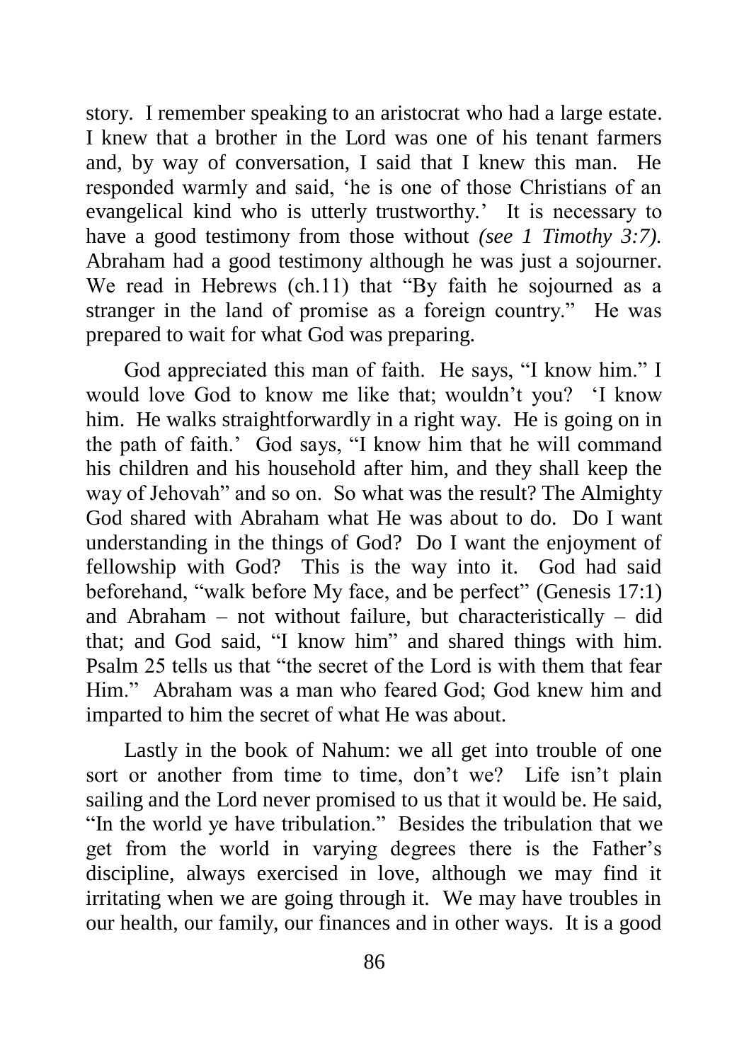story. I remember speaking to an aristocrat who had a large estate. I knew that a brother in the Lord was one of his tenant farmers and, by way of conversation, I said that I knew this man. He responded warmly and said, 'he is one of those Christians of an evangelical kind who is utterly trustworthy.' It is necessary to have a good testimony from those without *(see 1 Timothy 3:7).* Abraham had a good testimony although he was just a sojourner. We read in Hebrews (ch.11) that "By faith he sojourned as a stranger in the land of promise as a foreign country." He was prepared to wait for what God was preparing.

God appreciated this man of faith. He says, "I know him." I would love God to know me like that; wouldn't you? 'I know him. He walks straightforwardly in a right way. He is going on in the path of faith.' God says, "I know him that he will command his children and his household after him, and they shall keep the way of Jehovah" and so on. So what was the result? The Almighty God shared with Abraham what He was about to do. Do I want understanding in the things of God? Do I want the enjoyment of fellowship with God? This is the way into it. God had said beforehand, "walk before My face, and be perfect" (Genesis 17:1) and Abraham – not without failure, but characteristically – did that; and God said, "I know him" and shared things with him. Psalm 25 tells us that "the secret of the Lord is with them that fear Him." Abraham was a man who feared God; God knew him and imparted to him the secret of what He was about.

Lastly in the book of Nahum: we all get into trouble of one sort or another from time to time, don't we? Life isn't plain sailing and the Lord never promised to us that it would be. He said, "In the world ye have tribulation." Besides the tribulation that we get from the world in varying degrees there is the Father's discipline, always exercised in love, although we may find it irritating when we are going through it. We may have troubles in our health, our family, our finances and in other ways. It is a good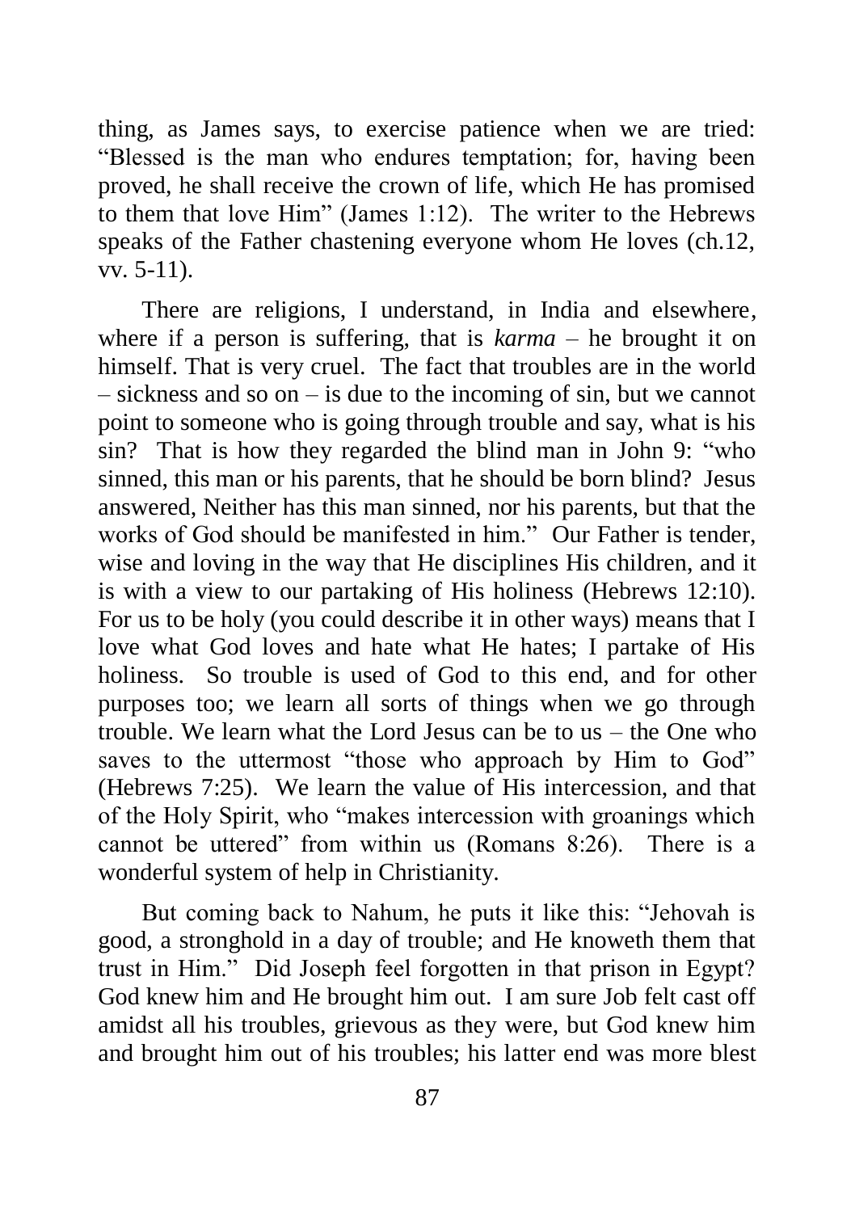thing, as James says, to exercise patience when we are tried: "Blessed is the man who endures temptation; for, having been proved, he shall receive the crown of life, which He has promised to them that love Him" (James 1:12). The writer to the Hebrews speaks of the Father chastening everyone whom He loves (ch.12, vv. 5-11).

There are religions, I understand, in India and elsewhere, where if a person is suffering, that is *karma* – he brought it on himself. That is very cruel. The fact that troubles are in the world – sickness and so on – is due to the incoming of sin, but we cannot point to someone who is going through trouble and say, what is his sin? That is how they regarded the blind man in John 9: "who sinned, this man or his parents, that he should be born blind? Jesus answered, Neither has this man sinned, nor his parents, but that the works of God should be manifested in him." Our Father is tender, wise and loving in the way that He disciplines His children, and it is with a view to our partaking of His holiness (Hebrews 12:10). For us to be holy (you could describe it in other ways) means that I love what God loves and hate what He hates; I partake of His holiness. So trouble is used of God to this end, and for other purposes too; we learn all sorts of things when we go through trouble. We learn what the Lord Jesus can be to us – the One who saves to the uttermost "those who approach by Him to God" (Hebrews 7:25). We learn the value of His intercession, and that of the Holy Spirit, who "makes intercession with groanings which cannot be uttered" from within us (Romans 8:26). There is a wonderful system of help in Christianity.

But coming back to Nahum, he puts it like this: "Jehovah is good, a stronghold in a day of trouble; and He knoweth them that trust in Him." Did Joseph feel forgotten in that prison in Egypt? God knew him and He brought him out. I am sure Job felt cast off amidst all his troubles, grievous as they were, but God knew him and brought him out of his troubles; his latter end was more blest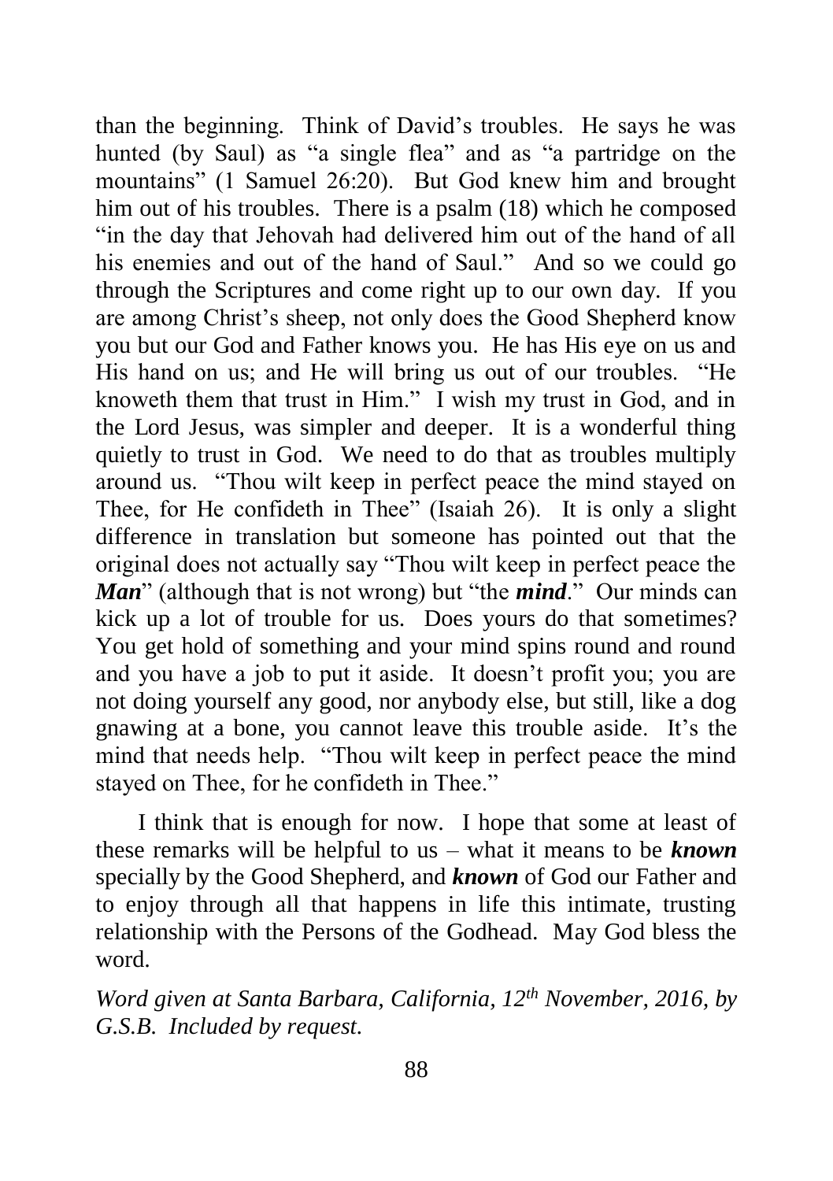than the beginning. Think of David's troubles. He says he was hunted (by Saul) as "a single flea" and as "a partridge on the mountains" (1 Samuel 26:20). But God knew him and brought him out of his troubles. There is a psalm (18) which he composed "in the day that Jehovah had delivered him out of the hand of all his enemies and out of the hand of Saul." And so we could go through the Scriptures and come right up to our own day. If you are among Christ's sheep, not only does the Good Shepherd know you but our God and Father knows you. He has His eye on us and His hand on us; and He will bring us out of our troubles. "He knoweth them that trust in Him." I wish my trust in God, and in the Lord Jesus, was simpler and deeper. It is a wonderful thing quietly to trust in God. We need to do that as troubles multiply around us. "Thou wilt keep in perfect peace the mind stayed on Thee, for He confideth in Thee" (Isaiah 26). It is only a slight difference in translation but someone has pointed out that the original does not actually say "Thou wilt keep in perfect peace the ***Man***" (although that is not wrong) but "the ***mind***." Our minds can kick up a lot of trouble for us. Does yours do that sometimes? You get hold of something and your mind spins round and round and you have a job to put it aside. It doesn't profit you; you are not doing yourself any good, nor anybody else, but still, like a dog gnawing at a bone, you cannot leave this trouble aside. It's the mind that needs help. "Thou wilt keep in perfect peace the mind stayed on Thee, for he confideth in Thee."

I think that is enough for now. I hope that some at least of these remarks will be helpful to us – what it means to be ***known*** specially by the Good Shepherd, and ***known*** of God our Father and to enjoy through all that happens in life this intimate, trusting relationship with the Persons of the Godhead. May God bless the word.

*Word given at Santa Barbara, California, 12th November, 2016, by G.S.B. Included by request.*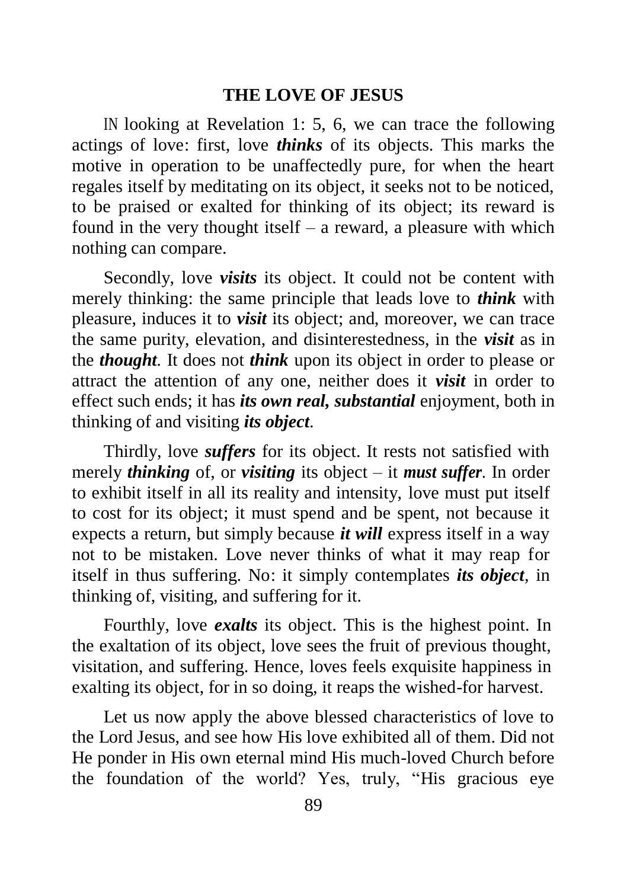## THE LOVE OF JESUS

IN looking at Revelation 1: 5, 6, we can trace the following actings of love: first, love ***thinks*** of its objects. This marks the motive in operation to be unaffectedly pure, for when the heart regales itself by meditating on its object, it seeks not to be noticed, to be praised or exalted for thinking of its object; its reward is found in the very thought itself – a reward, a pleasure with which nothing can compare.

Secondly, love ***visits*** its object. It could not be content with merely thinking: the same principle that leads love to ***think*** with pleasure, induces it to ***visit*** its object; and, moreover, we can trace the same purity, elevation, and disinterestedness, in the ***visit*** as in the ***thought***. It does not ***think*** upon its object in order to please or attract the attention of any one, neither does it ***visit*** in order to effect such ends; it has ***its own real, substantial*** enjoyment, both in thinking of and visiting ***its object***.

Thirdly, love ***suffers*** for its object. It rests not satisfied with merely ***thinking*** of, or ***visiting*** its object – it ***must suffer***. In order to exhibit itself in all its reality and intensity, love must put itself to cost for its object; it must spend and be spent, not because it expects a return, but simply because ***it will*** express itself in a way not to be mistaken. Love never thinks of what it may reap for itself in thus suffering. No: it simply contemplates ***its object***, in thinking of, visiting, and suffering for it.

Fourthly, love ***exalts*** its object. This is the highest point. In the exaltation of its object, love sees the fruit of previous thought, visitation, and suffering. Hence, loves feels exquisite happiness in exalting its object, for in so doing, it reaps the wished-for harvest.

Let us now apply the above blessed characteristics of love to the Lord Jesus, and see how His love exhibited all of them. Did not He ponder in His own eternal mind His much-loved Church before the foundation of the world? Yes, truly, "His gracious eye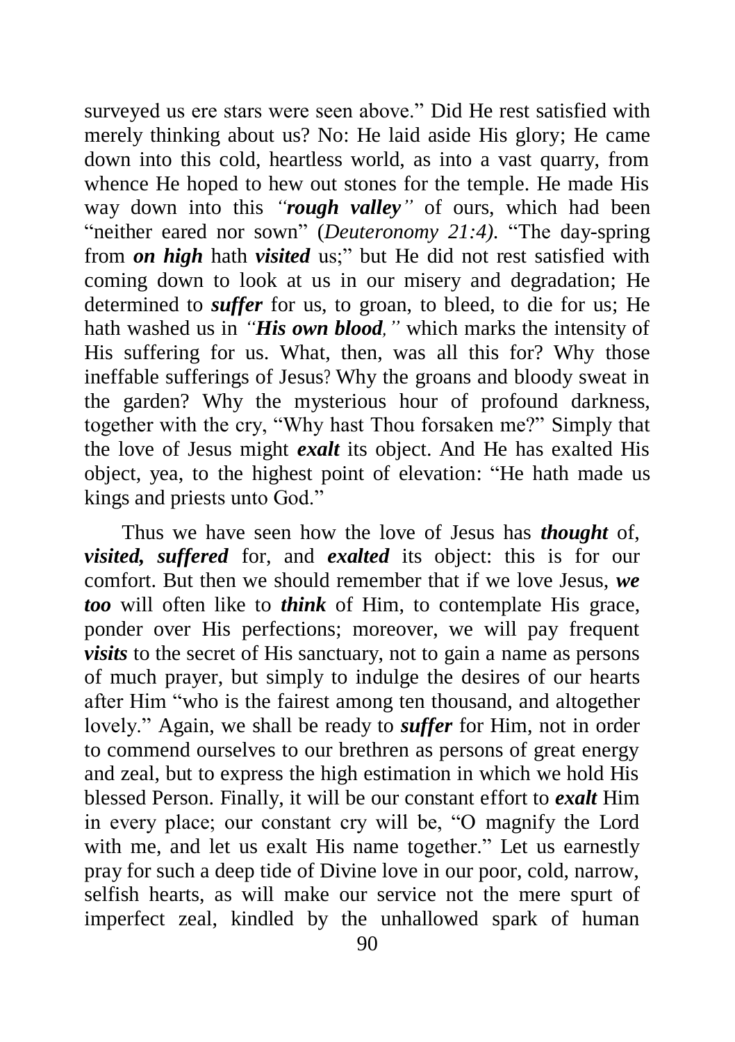surveyed us ere stars were seen above." Did He rest satisfied with merely thinking about us? No: He laid aside His glory; He came down into this cold, heartless world, as into a vast quarry, from whence He hoped to hew out stones for the temple. He made His way down into this *"**rough valley**"* of ours, which had been "neither eared nor sown" (*Deuteronomy 21:4)*. "The day-spring from ***on high*** hath ***visited*** us;" but He did not rest satisfied with coming down to look at us in our misery and degradation; He determined to ***suffer*** for us, to groan, to bleed, to die for us; He hath washed us in *"**His own blood**,"* which marks the intensity of His suffering for us. What, then, was all this for? Why those ineffable sufferings of Jesus? Why the groans and bloody sweat in the garden? Why the mysterious hour of profound darkness, together with the cry, "Why hast Thou forsaken me?" Simply that the love of Jesus might ***exalt*** its object. And He has exalted His object, yea, to the highest point of elevation: "He hath made us kings and priests unto God."

Thus we have seen how the love of Jesus has ***thought*** of, ***visited, suffered*** for, and ***exalted*** its object: this is for our comfort. But then we should remember that if we love Jesus, ***we too*** will often like to ***think*** of Him, to contemplate His grace, ponder over His perfections; moreover, we will pay frequent ***visits*** to the secret of His sanctuary, not to gain a name as persons of much prayer, but simply to indulge the desires of our hearts after Him "who is the fairest among ten thousand, and altogether lovely." Again, we shall be ready to ***suffer*** for Him, not in order to commend ourselves to our brethren as persons of great energy and zeal, but to express the high estimation in which we hold His blessed Person. Finally, it will be our constant effort to ***exalt*** Him in every place; our constant cry will be, "O magnify the Lord with me, and let us exalt His name together." Let us earnestly pray for such a deep tide of Divine love in our poor, cold, narrow, selfish hearts, as will make our service not the mere spurt of imperfect zeal, kindled by the unhallowed spark of human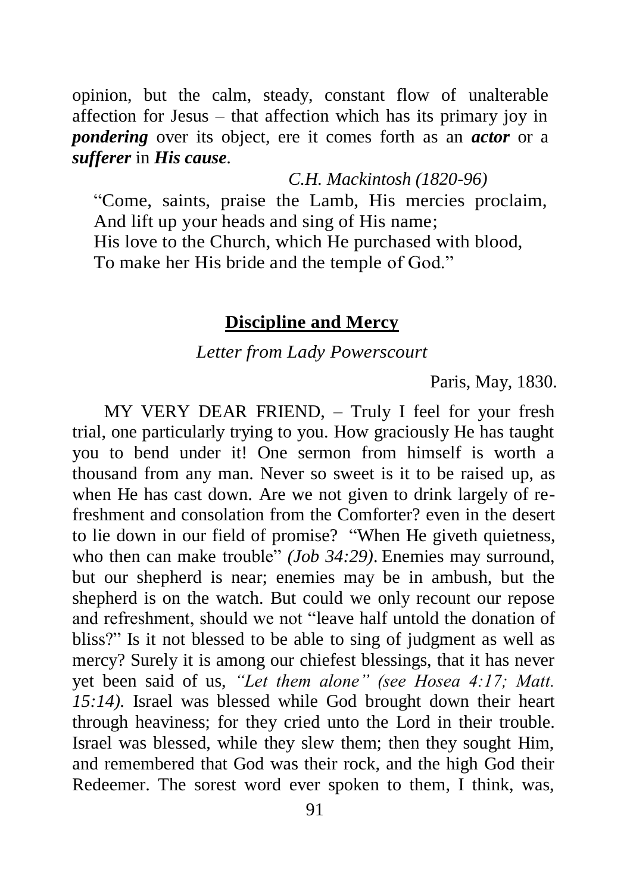opinion, but the calm, steady, constant flow of unalterable affection for Jesus – that affection which has its primary joy in ***pondering*** over its object, ere it comes forth as an ***actor*** or a ***sufferer*** in ***His cause***.

*C.H. Mackintosh (1820-96)*

"Come, saints, praise the Lamb, His mercies proclaim,
And lift up your heads and sing of His name;
His love to the Church, which He purchased with blood,
To make her His bride and the temple of God."

## <u>Discipline and Mercy</u>

*Letter from Lady Powerscourt*

Paris, May, 1830.

MY VERY DEAR FRIEND, – Truly I feel for your fresh trial, one particularly trying to you. How graciously He has taught you to bend under it! One sermon from himself is worth a thousand from any man. Never so sweet is it to be raised up, as when He has cast down. Are we not given to drink largely of refreshment and consolation from the Comforter? even in the desert to lie down in our field of promise? "When He giveth quietness, who then can make trouble" *(Job 34:29)*. Enemies may surround, but our shepherd is near; enemies may be in ambush, but the shepherd is on the watch. But could we only recount our repose and refreshment, should we not "leave half untold the donation of bliss?" Is it not blessed to be able to sing of judgment as well as mercy? Surely it is among our chiefest blessings, that it has never yet been said of us, *"Let them alone" (see Hosea 4:17; Matt. 15:14).* Israel was blessed while God brought down their heart through heaviness; for they cried unto the Lord in their trouble. Israel was blessed, while they slew them; then they sought Him, and remembered that God was their rock, and the high God their Redeemer. The sorest word ever spoken to them, I think, was,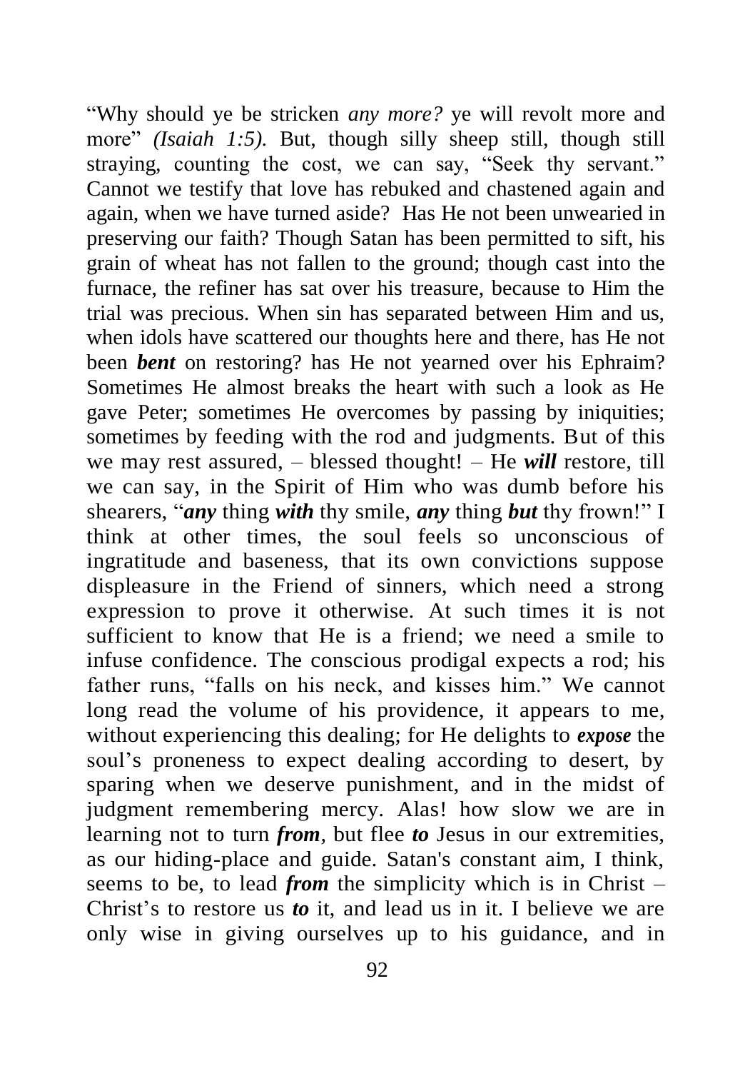"Why should ye be stricken *any more?* ye will revolt more and more" *(Isaiah 1:5).* But, though silly sheep still, though still straying, counting the cost, we can say, "Seek thy servant." Cannot we testify that love has rebuked and chastened again and again, when we have turned aside? Has He not been unwearied in preserving our faith? Though Satan has been permitted to sift, his grain of wheat has not fallen to the ground; though cast into the furnace, the refiner has sat over his treasure, because to Him the trial was precious. When sin has separated between Him and us, when idols have scattered our thoughts here and there, has He not been ***bent*** on restoring? has He not yearned over his Ephraim? Sometimes He almost breaks the heart with such a look as He gave Peter; sometimes He overcomes by passing by iniquities; sometimes by feeding with the rod and judgments. But of this we may rest assured, – blessed thought! – He ***will*** restore, till we can say, in the Spirit of Him who was dumb before his shearers, "***any*** thing ***with*** thy smile, ***any*** thing ***but*** thy frown!" I think at other times, the soul feels so unconscious of ingratitude and baseness, that its own convictions suppose displeasure in the Friend of sinners, which need a strong expression to prove it otherwise. At such times it is not sufficient to know that He is a friend; we need a smile to infuse confidence. The conscious prodigal expects a rod; his father runs, "falls on his neck, and kisses him." We cannot long read the volume of his providence, it appears to me, without experiencing this dealing; for He delights to ***expose*** the soul's proneness to expect dealing according to desert, by sparing when we deserve punishment, and in the midst of judgment remembering mercy. Alas! how slow we are in learning not to turn ***from***, but flee ***to*** Jesus in our extremities, as our hiding-place and guide. Satan's constant aim, I think, seems to be, to lead ***from*** the simplicity which is in Christ – Christ's to restore us ***to*** it, and lead us in it. I believe we are only wise in giving ourselves up to his guidance, and in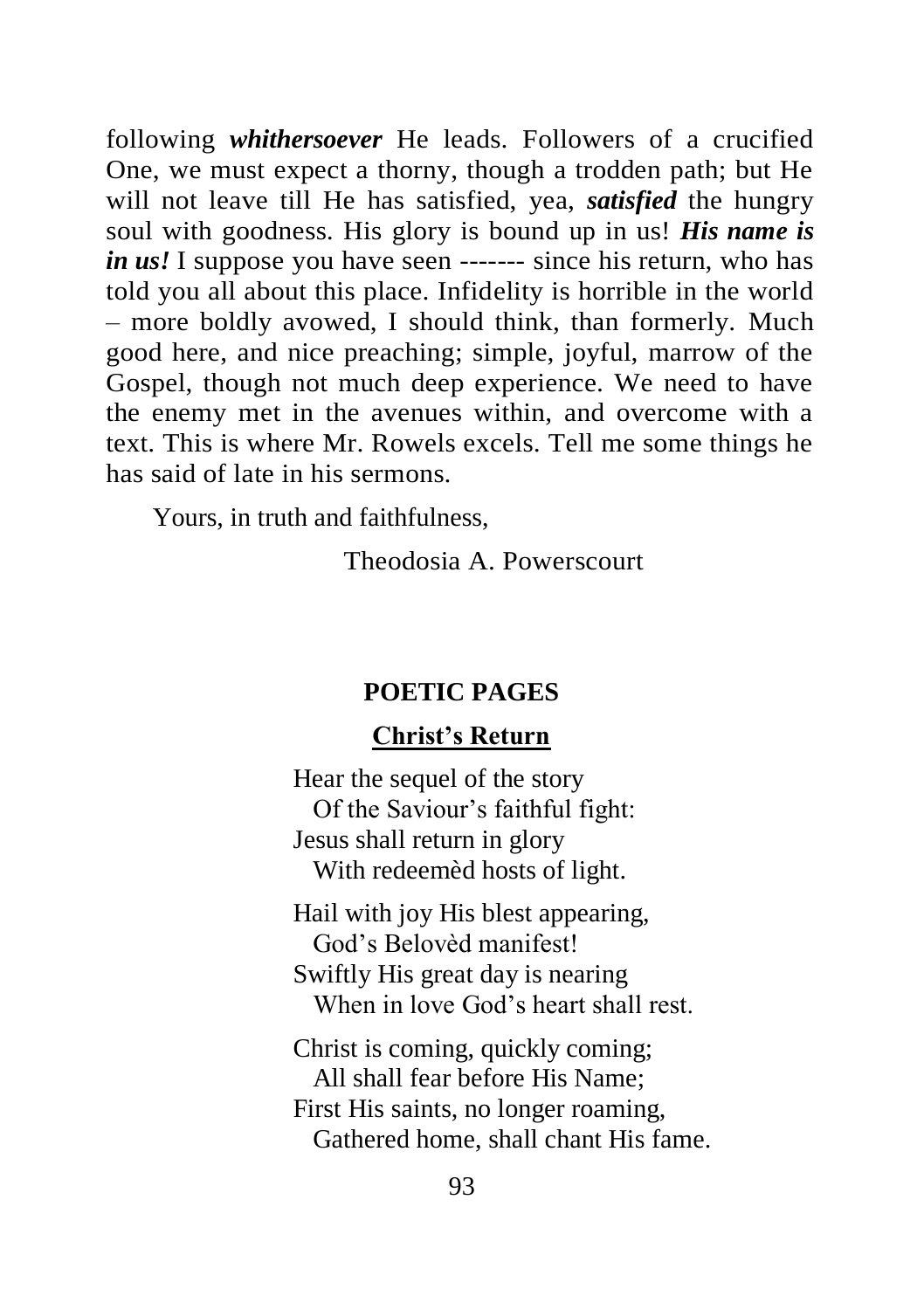following ***whithersoever*** He leads. Followers of a crucified One, we must expect a thorny, though a trodden path; but He will not leave till He has satisfied, yea, ***satisfied*** the hungry soul with goodness. His glory is bound up in us! ***His name is in us!*** I suppose you have seen ------- since his return, who has told you all about this place. Infidelity is horrible in the world – more boldly avowed, I should think, than formerly. Much good here, and nice preaching; simple, joyful, marrow of the Gospel, though not much deep experience. We need to have the enemy met in the avenues within, and overcome with a text. This is where Mr. Rowels excels. Tell me some things he has said of late in his sermons.

Yours, in truth and faithfulness,

Theodosia A. Powerscourt

## POETIC PAGES

### Christ's Return

Hear the sequel of the story  
  Of the Saviour's faithful fight:  
Jesus shall return in glory  
  With redeemèd hosts of light.

Hail with joy His blest appearing,  
  God's Belovèd manifest!  
Swiftly His great day is nearing  
  When in love God's heart shall rest.

Christ is coming, quickly coming;  
  All shall fear before His Name;  
First His saints, no longer roaming,  
  Gathered home, shall chant His fame.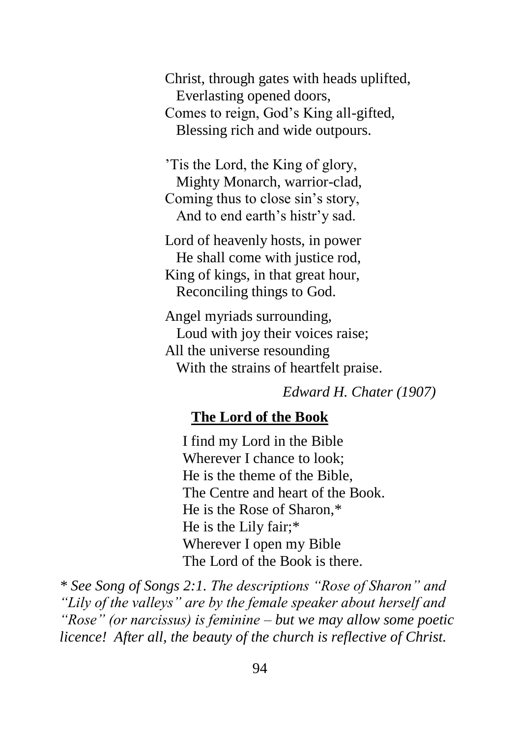Christ, through gates with heads uplifted,
  Everlasting opened doors,
Comes to reign, God's King all-gifted,
  Blessing rich and wide outpours.

'Tis the Lord, the King of glory,
  Mighty Monarch, warrior-clad,
Coming thus to close sin's story,
  And to end earth's histr'y sad.

Lord of heavenly hosts, in power
  He shall come with justice rod,
King of kings, in that great hour,
  Reconciling things to God.

Angel myriads surrounding,
  Loud with joy their voices raise;
All the universe resounding
  With the strains of heartfelt praise.

*Edward H. Chater (1907)*

## The Lord of the Book

I find my Lord in the Bible
Wherever I chance to look;
He is the theme of the Bible,
The Centre and heart of the Book.
He is the Rose of Sharon,*
He is the Lily fair;*
Wherever I open my Bible
The Lord of the Book is there.

*\* See Song of Songs 2:1. The descriptions "Rose of Sharon" and "Lily of the valleys" are by the female speaker about herself and "Rose" (or narcissus) is feminine – but we may allow some poetic licence! After all, the beauty of the church is reflective of Christ.*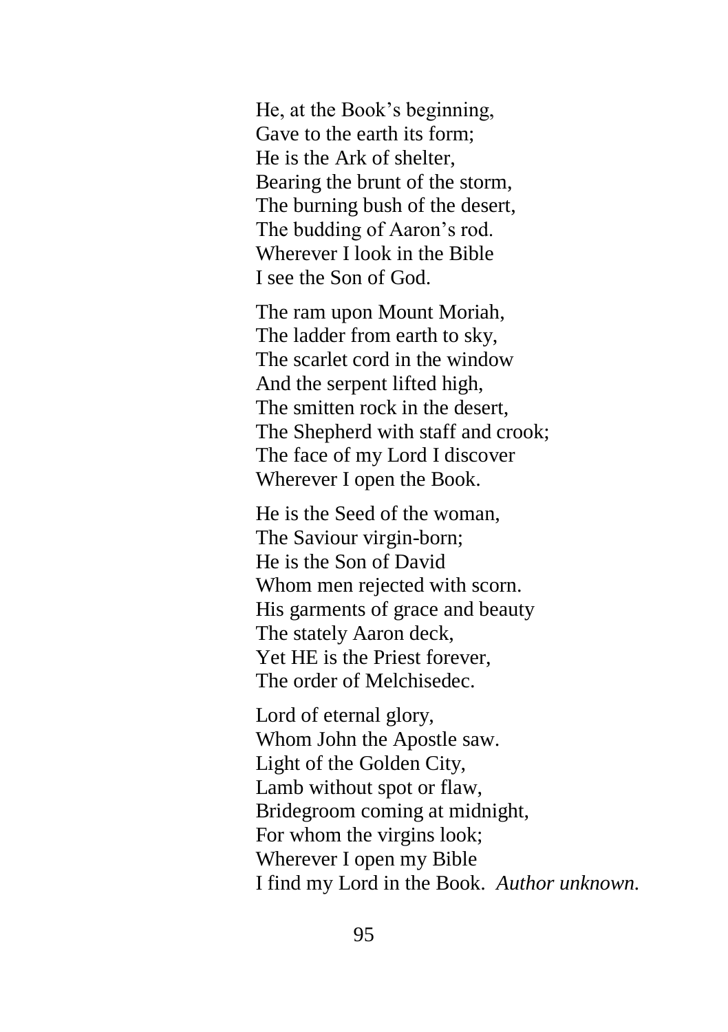He, at the Book's beginning,  
Gave to the earth its form;  
He is the Ark of shelter,  
Bearing the brunt of the storm,  
The burning bush of the desert,  
The budding of Aaron's rod.  
Wherever I look in the Bible  
I see the Son of God.

The ram upon Mount Moriah,  
The ladder from earth to sky,  
The scarlet cord in the window  
And the serpent lifted high,  
The smitten rock in the desert,  
The Shepherd with staff and crook;  
The face of my Lord I discover  
Wherever I open the Book.

He is the Seed of the woman,  
The Saviour virgin-born;  
He is the Son of David  
Whom men rejected with scorn.  
His garments of grace and beauty  
The stately Aaron deck,  
Yet HE is the Priest forever,  
The order of Melchisedec.

Lord of eternal glory,  
Whom John the Apostle saw.  
Light of the Golden City,  
Lamb without spot or flaw,  
Bridegroom coming at midnight,  
For whom the virgins look;  
Wherever I open my Bible  
I find my Lord in the Book. *Author unknown.*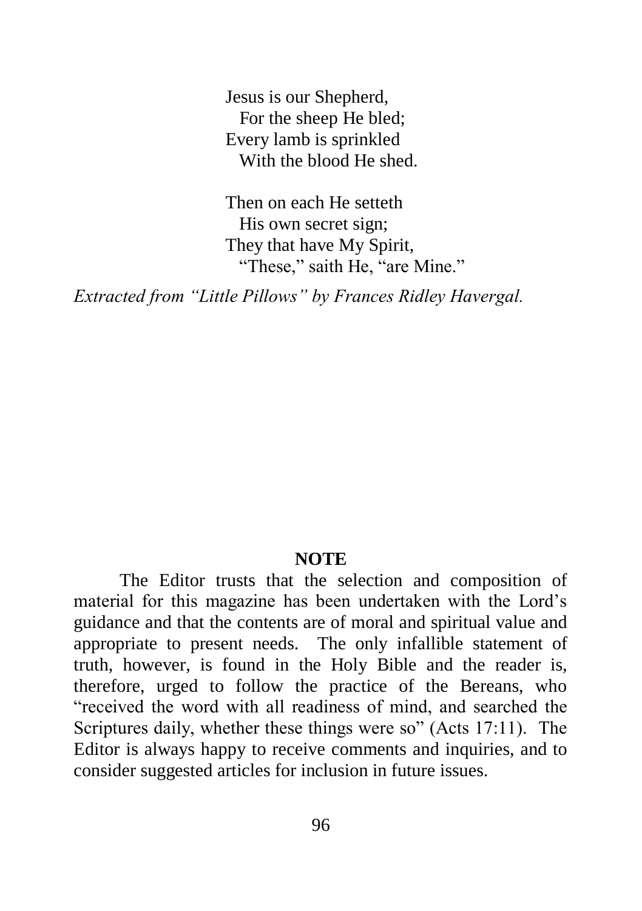Jesus is our Shepherd,
  For the sheep He bled;
Every lamb is sprinkled
  With the blood He shed.

Then on each He setteth
  His own secret sign;
They that have My Spirit,
  "These," saith He, "are Mine."

*Extracted from "Little Pillows" by Frances Ridley Havergal.*

**NOTE**

The Editor trusts that the selection and composition of material for this magazine has been undertaken with the Lord's guidance and that the contents are of moral and spiritual value and appropriate to present needs. The only infallible statement of truth, however, is found in the Holy Bible and the reader is, therefore, urged to follow the practice of the Bereans, who "received the word with all readiness of mind, and searched the Scriptures daily, whether these things were so" (Acts 17:11). The Editor is always happy to receive comments and inquiries, and to consider suggested articles for inclusion in future issues.